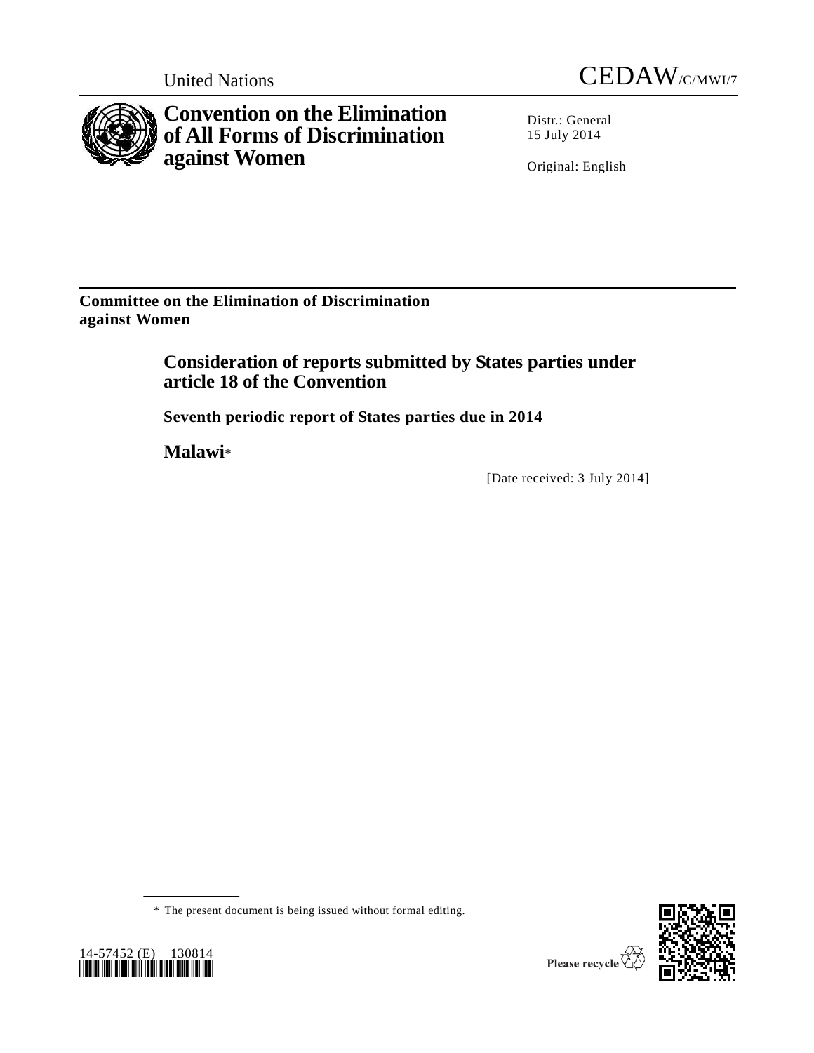United Nations

CEDAW/C/MWI/7

# Convention on the Elimination of All Forms of Discrimination against Women

Distr.: General
15 July 2014

Original: English

**Committee on the Elimination of Discrimination against Women**

## Consideration of reports submitted by States parties under article 18 of the Convention

### Seventh periodic report of States parties due in 2014

## Malawi*

[Date received: 3 July 2014]

* The present document is being issued without formal editing.

14-57452 (E) 130814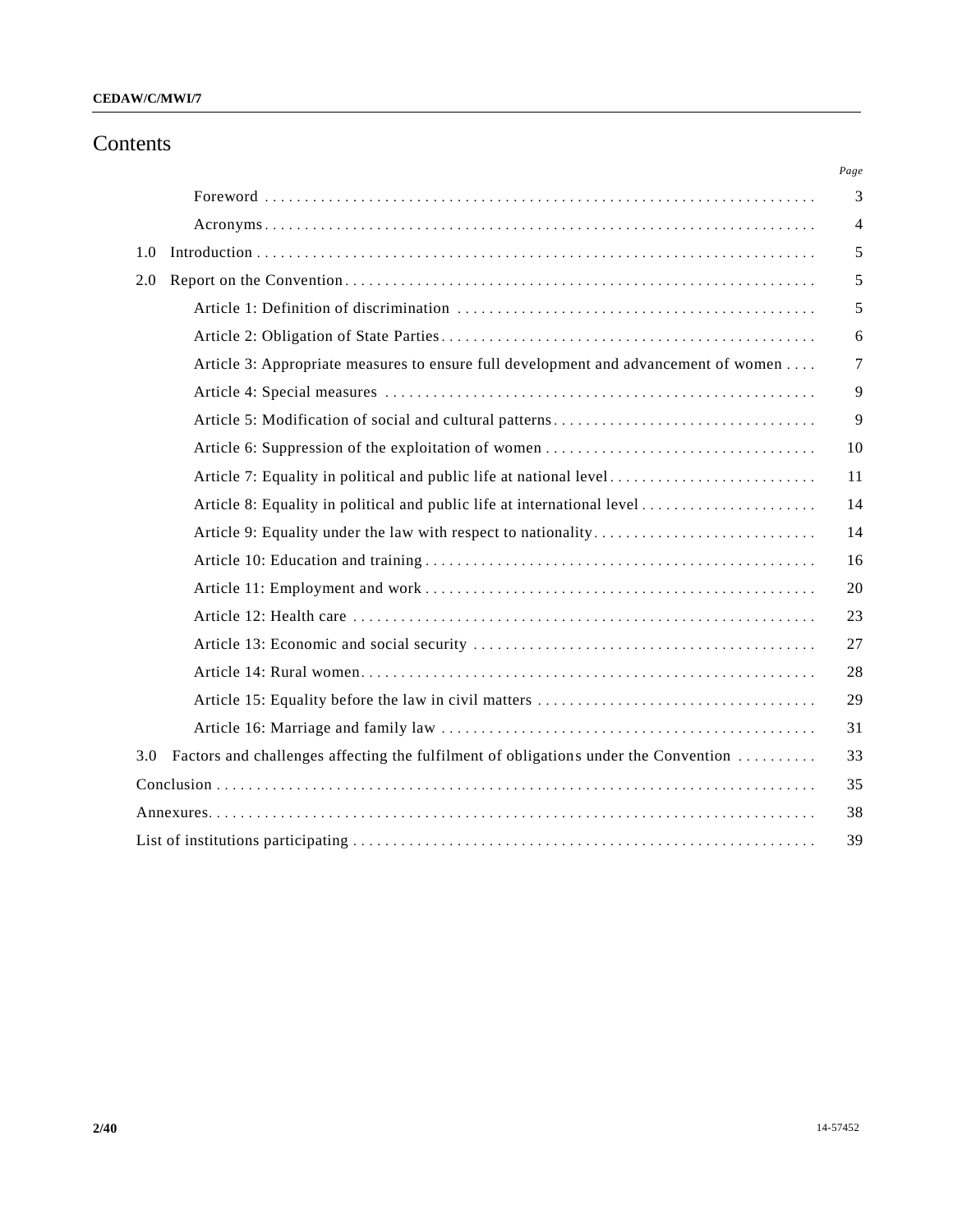# Contents

| | | *Page* |
|---|---|---|
| | Foreword | 3 |
| | Acronyms | 4 |
| 1.0 | Introduction | 5 |
| 2.0 | Report on the Convention | 5 |
| | Article 1: Definition of discrimination | 5 |
| | Article 2: Obligation of State Parties | 6 |
| | Article 3: Appropriate measures to ensure full development and advancement of women | 7 |
| | Article 4: Special measures | 9 |
| | Article 5: Modification of social and cultural patterns | 9 |
| | Article 6: Suppression of the exploitation of women | 10 |
| | Article 7: Equality in political and public life at national level | 11 |
| | Article 8: Equality in political and public life at international level | 14 |
| | Article 9: Equality under the law with respect to nationality | 14 |
| | Article 10: Education and training | 16 |
| | Article 11: Employment and work | 20 |
| | Article 12: Health care | 23 |
| | Article 13: Economic and social security | 27 |
| | Article 14: Rural women | 28 |
| | Article 15: Equality before the law in civil matters | 29 |
| | Article 16: Marriage and family law | 31 |
| 3.0 | Factors and challenges affecting the fulfilment of obligations under the Convention | 33 |
| | Conclusion | 35 |
| | Annexures | 38 |
| | List of institutions participating | 39 |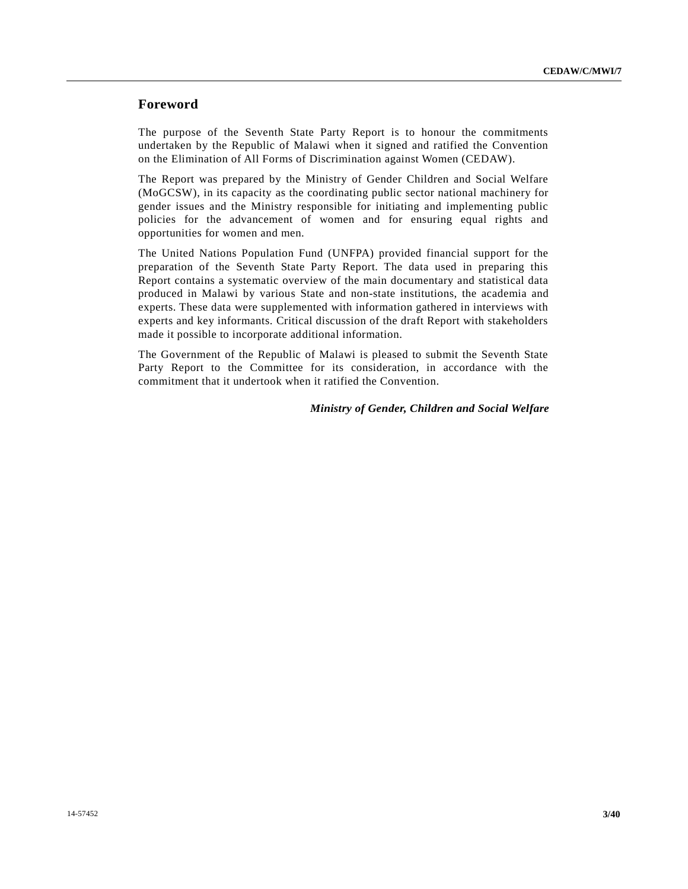## Foreword

The purpose of the Seventh State Party Report is to honour the commitments undertaken by the Republic of Malawi when it signed and ratified the Convention on the Elimination of All Forms of Discrimination against Women (CEDAW).

The Report was prepared by the Ministry of Gender Children and Social Welfare (MoGCSW), in its capacity as the coordinating public sector national machinery for gender issues and the Ministry responsible for initiating and implementing public policies for the advancement of women and for ensuring equal rights and opportunities for women and men.

The United Nations Population Fund (UNFPA) provided financial support for the preparation of the Seventh State Party Report. The data used in preparing this Report contains a systematic overview of the main documentary and statistical data produced in Malawi by various State and non-state institutions, the academia and experts. These data were supplemented with information gathered in interviews with experts and key informants. Critical discussion of the draft Report with stakeholders made it possible to incorporate additional information.

The Government of the Republic of Malawi is pleased to submit the Seventh State Party Report to the Committee for its consideration, in accordance with the commitment that it undertook when it ratified the Convention.

***Ministry of Gender, Children and Social Welfare***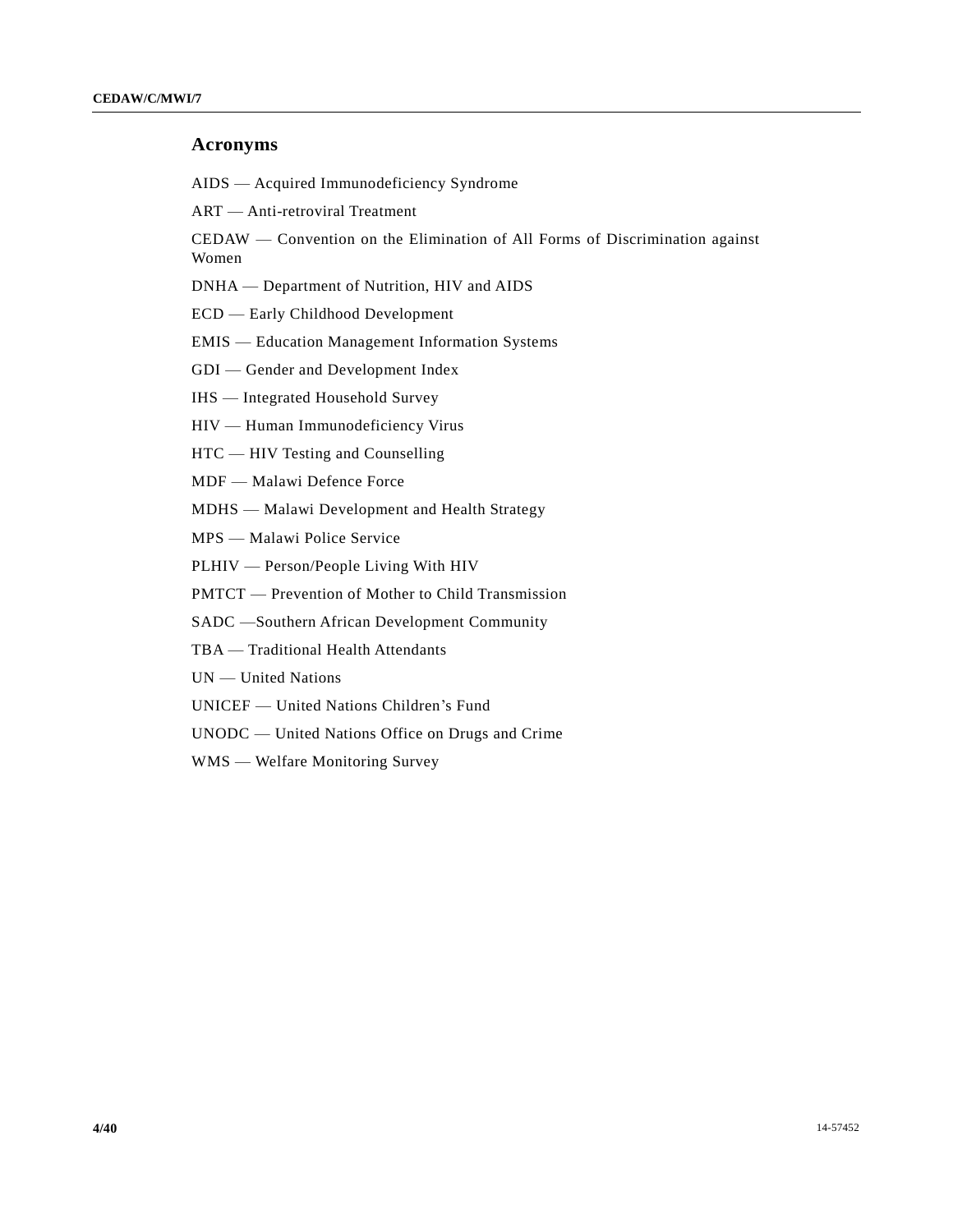## Acronyms

AIDS — Acquired Immunodeficiency Syndrome

ART — Anti-retroviral Treatment

CEDAW — Convention on the Elimination of All Forms of Discrimination against Women

DNHA — Department of Nutrition, HIV and AIDS

ECD — Early Childhood Development

EMIS — Education Management Information Systems

GDI — Gender and Development Index

IHS — Integrated Household Survey

HIV — Human Immunodeficiency Virus

HTC — HIV Testing and Counselling

MDF — Malawi Defence Force

MDHS — Malawi Development and Health Strategy

MPS — Malawi Police Service

PLHIV — Person/People Living With HIV

PMTCT — Prevention of Mother to Child Transmission

SADC —Southern African Development Community

TBA — Traditional Health Attendants

UN — United Nations

UNICEF — United Nations Children’s Fund

UNODC — United Nations Office on Drugs and Crime

WMS — Welfare Monitoring Survey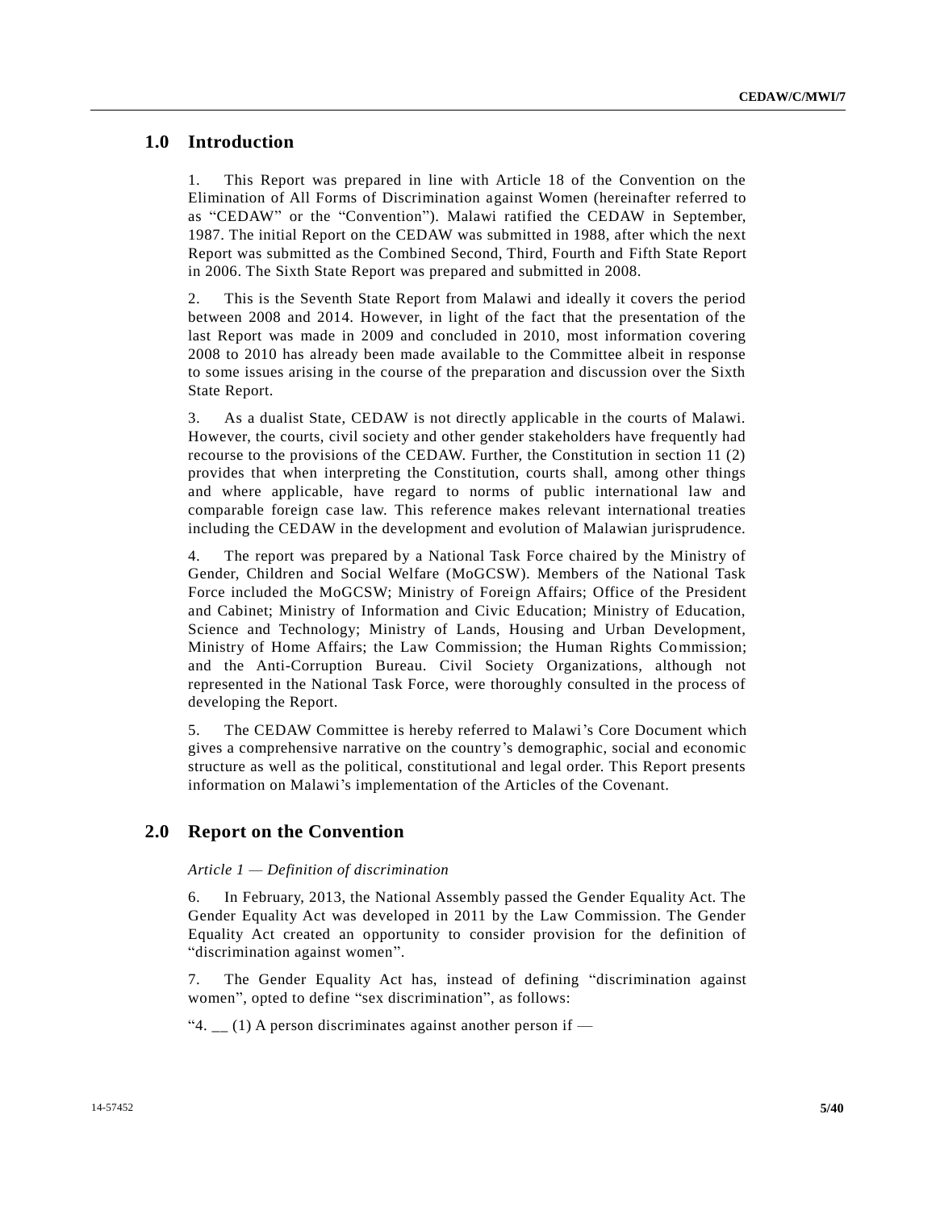## 1.0 Introduction

1. This Report was prepared in line with Article 18 of the Convention on the Elimination of All Forms of Discrimination against Women (hereinafter referred to as "CEDAW" or the "Convention"). Malawi ratified the CEDAW in September, 1987. The initial Report on the CEDAW was submitted in 1988, after which the next Report was submitted as the Combined Second, Third, Fourth and Fifth State Report in 2006. The Sixth State Report was prepared and submitted in 2008.

2. This is the Seventh State Report from Malawi and ideally it covers the period between 2008 and 2014. However, in light of the fact that the presentation of the last Report was made in 2009 and concluded in 2010, most information covering 2008 to 2010 has already been made available to the Committee albeit in response to some issues arising in the course of the preparation and discussion over the Sixth State Report.

3. As a dualist State, CEDAW is not directly applicable in the courts of Malawi. However, the courts, civil society and other gender stakeholders have frequently had recourse to the provisions of the CEDAW. Further, the Constitution in section 11 (2) provides that when interpreting the Constitution, courts shall, among other things and where applicable, have regard to norms of public international law and comparable foreign case law. This reference makes relevant international treaties including the CEDAW in the development and evolution of Malawian jurisprudence.

4. The report was prepared by a National Task Force chaired by the Ministry of Gender, Children and Social Welfare (MoGCSW). Members of the National Task Force included the MoGCSW; Ministry of Foreign Affairs; Office of the President and Cabinet; Ministry of Information and Civic Education; Ministry of Education, Science and Technology; Ministry of Lands, Housing and Urban Development, Ministry of Home Affairs; the Law Commission; the Human Rights Commission; and the Anti-Corruption Bureau. Civil Society Organizations, although not represented in the National Task Force, were thoroughly consulted in the process of developing the Report.

5. The CEDAW Committee is hereby referred to Malawi's Core Document which gives a comprehensive narrative on the country's demographic, social and economic structure as well as the political, constitutional and legal order. This Report presents information on Malawi's implementation of the Articles of the Covenant.

## 2.0 Report on the Convention

*Article 1 — Definition of discrimination*

6. In February, 2013, the National Assembly passed the Gender Equality Act. The Gender Equality Act was developed in 2011 by the Law Commission. The Gender Equality Act created an opportunity to consider provision for the definition of "discrimination against women".

7. The Gender Equality Act has, instead of defining "discrimination against women", opted to define "sex discrimination", as follows:

"4. __ (1) A person discriminates against another person if —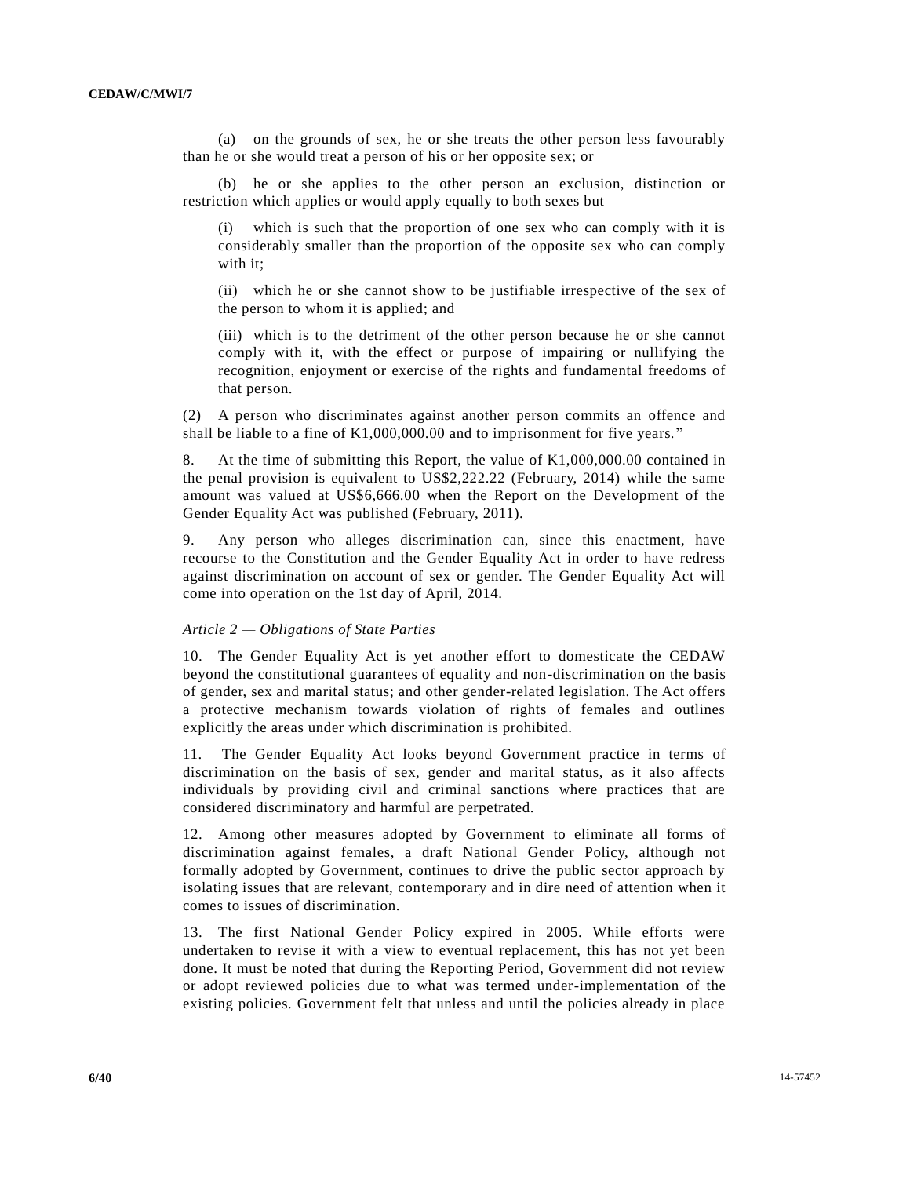(a) on the grounds of sex, he or she treats the other person less favourably than he or she would treat a person of his or her opposite sex; or

(b) he or she applies to the other person an exclusion, distinction or restriction which applies or would apply equally to both sexes but—

(i) which is such that the proportion of one sex who can comply with it is considerably smaller than the proportion of the opposite sex who can comply with it;

(ii) which he or she cannot show to be justifiable irrespective of the sex of the person to whom it is applied; and

(iii) which is to the detriment of the other person because he or she cannot comply with it, with the effect or purpose of impairing or nullifying the recognition, enjoyment or exercise of the rights and fundamental freedoms of that person.

(2) A person who discriminates against another person commits an offence and shall be liable to a fine of K1,000,000.00 and to imprisonment for five years."

8. At the time of submitting this Report, the value of K1,000,000.00 contained in the penal provision is equivalent to US$2,222.22 (February, 2014) while the same amount was valued at US$6,666.00 when the Report on the Development of the Gender Equality Act was published (February, 2011).

9. Any person who alleges discrimination can, since this enactment, have recourse to the Constitution and the Gender Equality Act in order to have redress against discrimination on account of sex or gender. The Gender Equality Act will come into operation on the 1st day of April, 2014.

*Article 2 — Obligations of State Parties*

10. The Gender Equality Act is yet another effort to domesticate the CEDAW beyond the constitutional guarantees of equality and non-discrimination on the basis of gender, sex and marital status; and other gender-related legislation. The Act offers a protective mechanism towards violation of rights of females and outlines explicitly the areas under which discrimination is prohibited.

11. The Gender Equality Act looks beyond Government practice in terms of discrimination on the basis of sex, gender and marital status, as it also affects individuals by providing civil and criminal sanctions where practices that are considered discriminatory and harmful are perpetrated.

12. Among other measures adopted by Government to eliminate all forms of discrimination against females, a draft National Gender Policy, although not formally adopted by Government, continues to drive the public sector approach by isolating issues that are relevant, contemporary and in dire need of attention when it comes to issues of discrimination.

13. The first National Gender Policy expired in 2005. While efforts were undertaken to revise it with a view to eventual replacement, this has not yet been done. It must be noted that during the Reporting Period, Government did not review or adopt reviewed policies due to what was termed under-implementation of the existing policies. Government felt that unless and until the policies already in place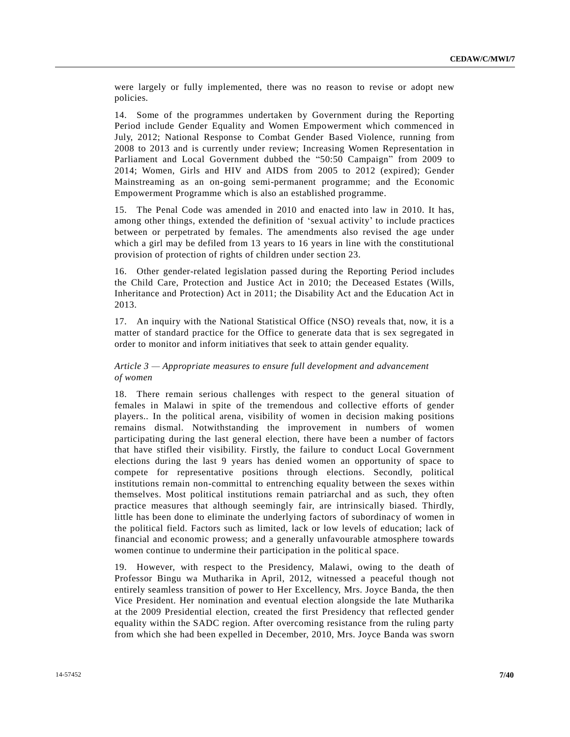were largely or fully implemented, there was no reason to revise or adopt new policies.

14. Some of the programmes undertaken by Government during the Reporting Period include Gender Equality and Women Empowerment which commenced in July, 2012; National Response to Combat Gender Based Violence, running from 2008 to 2013 and is currently under review; Increasing Women Representation in Parliament and Local Government dubbed the “50:50 Campaign” from 2009 to 2014; Women, Girls and HIV and AIDS from 2005 to 2012 (expired); Gender Mainstreaming as an on-going semi-permanent programme; and the Economic Empowerment Programme which is also an established programme.

15. The Penal Code was amended in 2010 and enacted into law in 2010. It has, among other things, extended the definition of ‘sexual activity’ to include practices between or perpetrated by females. The amendments also revised the age under which a girl may be defiled from 13 years to 16 years in line with the constitutional provision of protection of rights of children under section 23.

16. Other gender-related legislation passed during the Reporting Period includes the Child Care, Protection and Justice Act in 2010; the Deceased Estates (Wills, Inheritance and Protection) Act in 2011; the Disability Act and the Education Act in 2013.

17. An inquiry with the National Statistical Office (NSO) reveals that, now, it is a matter of standard practice for the Office to generate data that is sex segregated in order to monitor and inform initiatives that seek to attain gender equality.

### *Article 3 — Appropriate measures to ensure full development and advancement of women*

18. There remain serious challenges with respect to the general situation of females in Malawi in spite of the tremendous and collective efforts of gender players.. In the political arena, visibility of women in decision making positions remains dismal. Notwithstanding the improvement in numbers of women participating during the last general election, there have been a number of factors that have stifled their visibility. Firstly, the failure to conduct Local Government elections during the last 9 years has denied women an opportunity of space to compete for representative positions through elections. Secondly, political institutions remain non-committal to entrenching equality between the sexes within themselves. Most political institutions remain patriarchal and as such, they often practice measures that although seemingly fair, are intrinsically biased. Thirdly, little has been done to eliminate the underlying factors of subordinacy of women in the political field. Factors such as limited, lack or low levels of education; lack of financial and economic prowess; and a generally unfavourable atmosphere towards women continue to undermine their participation in the political space.

19. However, with respect to the Presidency, Malawi, owing to the death of Professor Bingu wa Mutharika in April, 2012, witnessed a peaceful though not entirely seamless transition of power to Her Excellency, Mrs. Joyce Banda, the then Vice President. Her nomination and eventual election alongside the late Mutharika at the 2009 Presidential election, created the first Presidency that reflected gender equality within the SADC region. After overcoming resistance from the ruling party from which she had been expelled in December, 2010, Mrs. Joyce Banda was sworn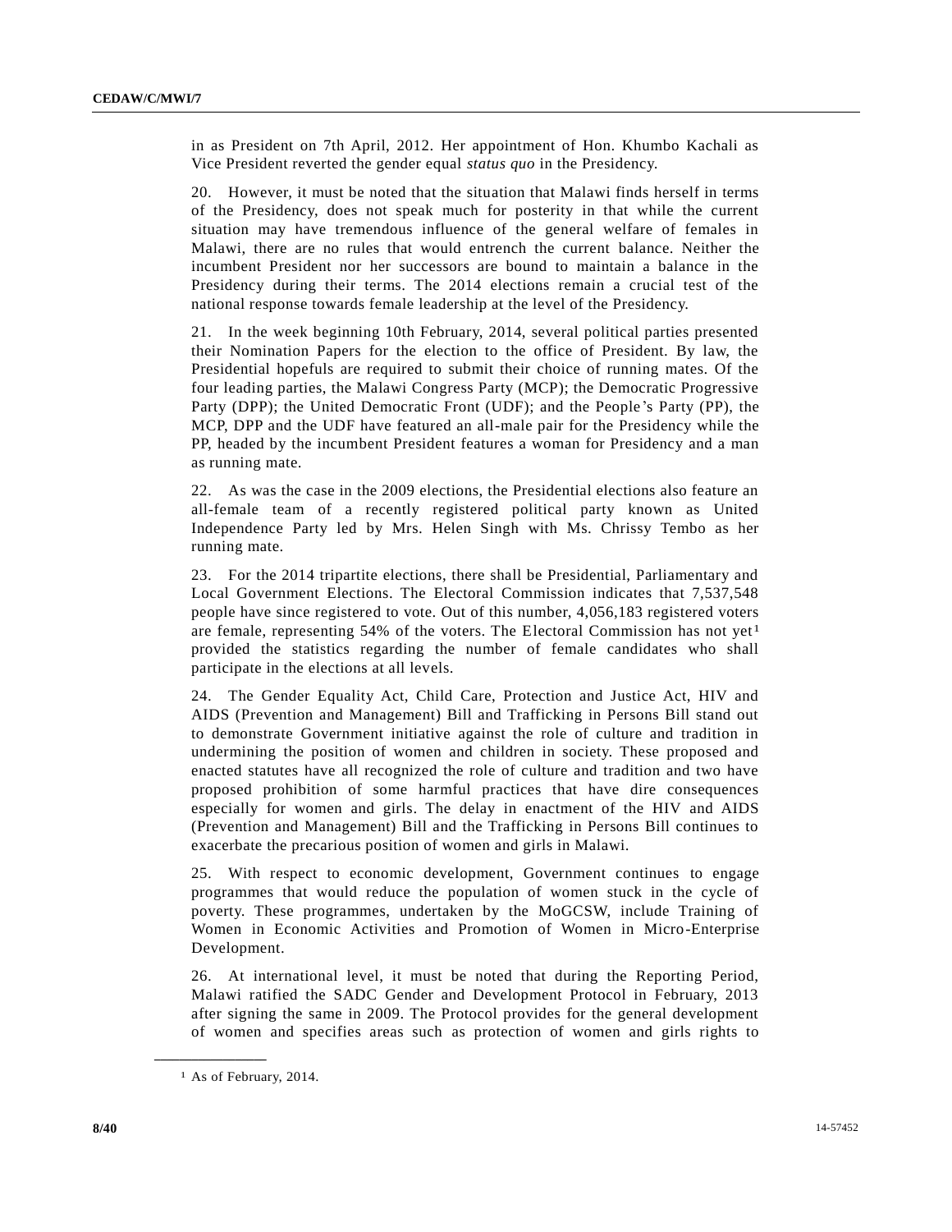in as President on 7th April, 2012. Her appointment of Hon. Khumbo Kachali as Vice President reverted the gender equal *status quo* in the Presidency.

20. However, it must be noted that the situation that Malawi finds herself in terms of the Presidency, does not speak much for posterity in that while the current situation may have tremendous influence of the general welfare of females in Malawi, there are no rules that would entrench the current balance. Neither the incumbent President nor her successors are bound to maintain a balance in the Presidency during their terms. The 2014 elections remain a crucial test of the national response towards female leadership at the level of the Presidency.

21. In the week beginning 10th February, 2014, several political parties presented their Nomination Papers for the election to the office of President. By law, the Presidential hopefuls are required to submit their choice of running mates. Of the four leading parties, the Malawi Congress Party (MCP); the Democratic Progressive Party (DPP); the United Democratic Front (UDF); and the People's Party (PP), the MCP, DPP and the UDF have featured an all-male pair for the Presidency while the PP, headed by the incumbent President features a woman for Presidency and a man as running mate.

22. As was the case in the 2009 elections, the Presidential elections also feature an all-female team of a recently registered political party known as United Independence Party led by Mrs. Helen Singh with Ms. Chrissy Tembo as her running mate.

23. For the 2014 tripartite elections, there shall be Presidential, Parliamentary and Local Government Elections. The Electoral Commission indicates that 7,537,548 people have since registered to vote. Out of this number, 4,056,183 registered voters are female, representing 54% of the voters. The Electoral Commission has not yet[1] provided the statistics regarding the number of female candidates who shall participate in the elections at all levels.

24. The Gender Equality Act, Child Care, Protection and Justice Act, HIV and AIDS (Prevention and Management) Bill and Trafficking in Persons Bill stand out to demonstrate Government initiative against the role of culture and tradition in undermining the position of women and children in society. These proposed and enacted statutes have all recognized the role of culture and tradition and two have proposed prohibition of some harmful practices that have dire consequences especially for women and girls. The delay in enactment of the HIV and AIDS (Prevention and Management) Bill and the Trafficking in Persons Bill continues to exacerbate the precarious position of women and girls in Malawi.

25. With respect to economic development, Government continues to engage programmes that would reduce the population of women stuck in the cycle of poverty. These programmes, undertaken by the MoGCSW, include Training of Women in Economic Activities and Promotion of Women in Micro-Enterprise Development.

26. At international level, it must be noted that during the Reporting Period, Malawi ratified the SADC Gender and Development Protocol in February, 2013 after signing the same in 2009. The Protocol provides for the general development of women and specifies areas such as protection of women and girls rights to

---

[1] As of February, 2014.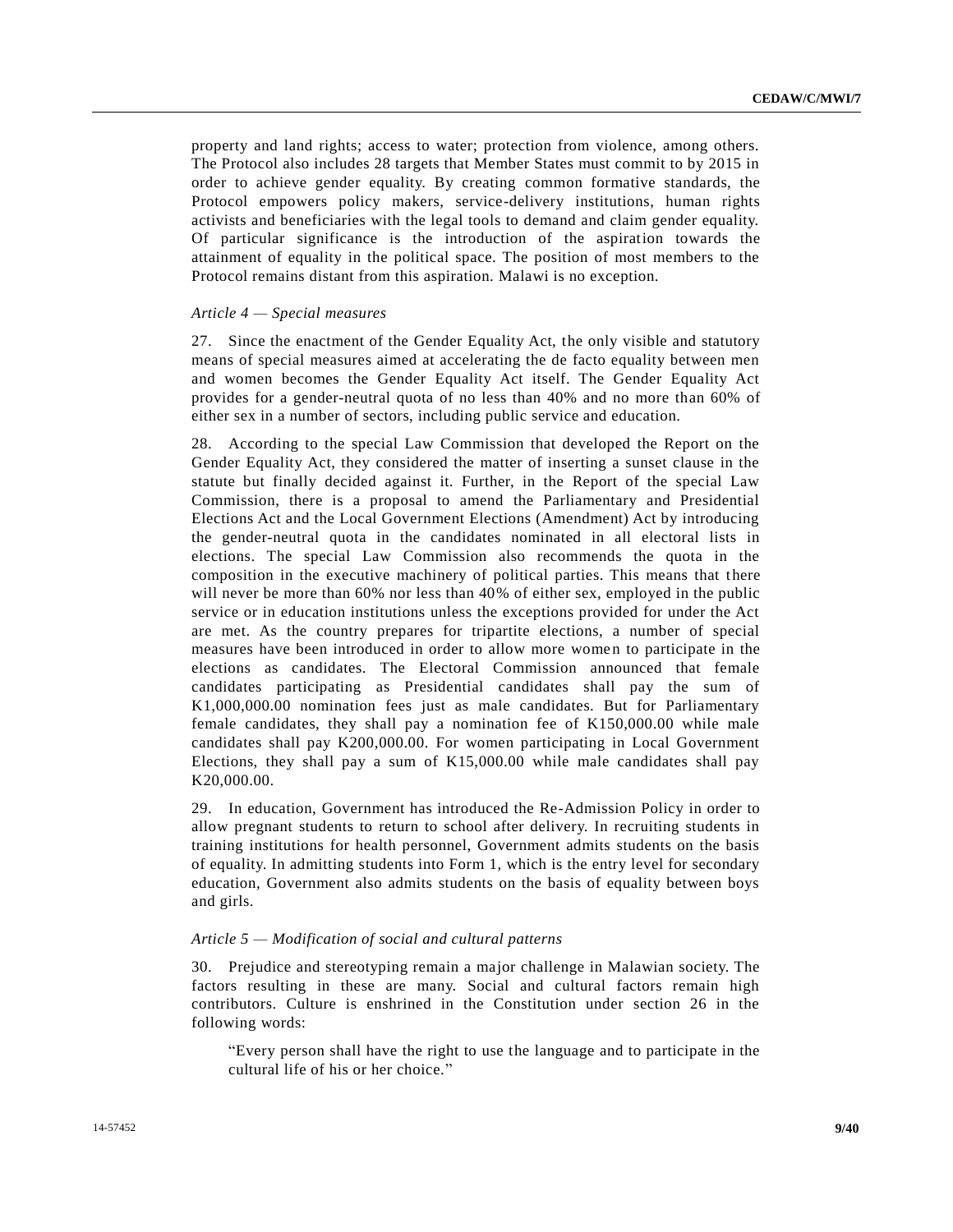property and land rights; access to water; protection from violence, among others. The Protocol also includes 28 targets that Member States must commit to by 2015 in order to achieve gender equality. By creating common formative standards, the Protocol empowers policy makers, service-delivery institutions, human rights activists and beneficiaries with the legal tools to demand and claim gender equality. Of particular significance is the introduction of the aspiration towards the attainment of equality in the political space. The position of most members to the Protocol remains distant from this aspiration. Malawi is no exception.

*Article 4 — Special measures*

27. Since the enactment of the Gender Equality Act, the only visible and statutory means of special measures aimed at accelerating the de facto equality between men and women becomes the Gender Equality Act itself. The Gender Equality Act provides for a gender-neutral quota of no less than 40% and no more than 60% of either sex in a number of sectors, including public service and education.

28. According to the special Law Commission that developed the Report on the Gender Equality Act, they considered the matter of inserting a sunset clause in the statute but finally decided against it. Further, in the Report of the special Law Commission, there is a proposal to amend the Parliamentary and Presidential Elections Act and the Local Government Elections (Amendment) Act by introducing the gender-neutral quota in the candidates nominated in all electoral lists in elections. The special Law Commission also recommends the quota in the composition in the executive machinery of political parties. This means that there will never be more than 60% nor less than 40% of either sex, employed in the public service or in education institutions unless the exceptions provided for under the Act are met. As the country prepares for tripartite elections, a number of special measures have been introduced in order to allow more women to participate in the elections as candidates. The Electoral Commission announced that female candidates participating as Presidential candidates shall pay the sum of K1,000,000.00 nomination fees just as male candidates. But for Parliamentary female candidates, they shall pay a nomination fee of K150,000.00 while male candidates shall pay K200,000.00. For women participating in Local Government Elections, they shall pay a sum of K15,000.00 while male candidates shall pay K20,000.00.

29. In education, Government has introduced the Re-Admission Policy in order to allow pregnant students to return to school after delivery. In recruiting students in training institutions for health personnel, Government admits students on the basis of equality. In admitting students into Form 1, which is the entry level for secondary education, Government also admits students on the basis of equality between boys and girls.

*Article 5 — Modification of social and cultural patterns*

30. Prejudice and stereotyping remain a major challenge in Malawian society. The factors resulting in these are many. Social and cultural factors remain high contributors. Culture is enshrined in the Constitution under section 26 in the following words:

> "Every person shall have the right to use the language and to participate in the cultural life of his or her choice."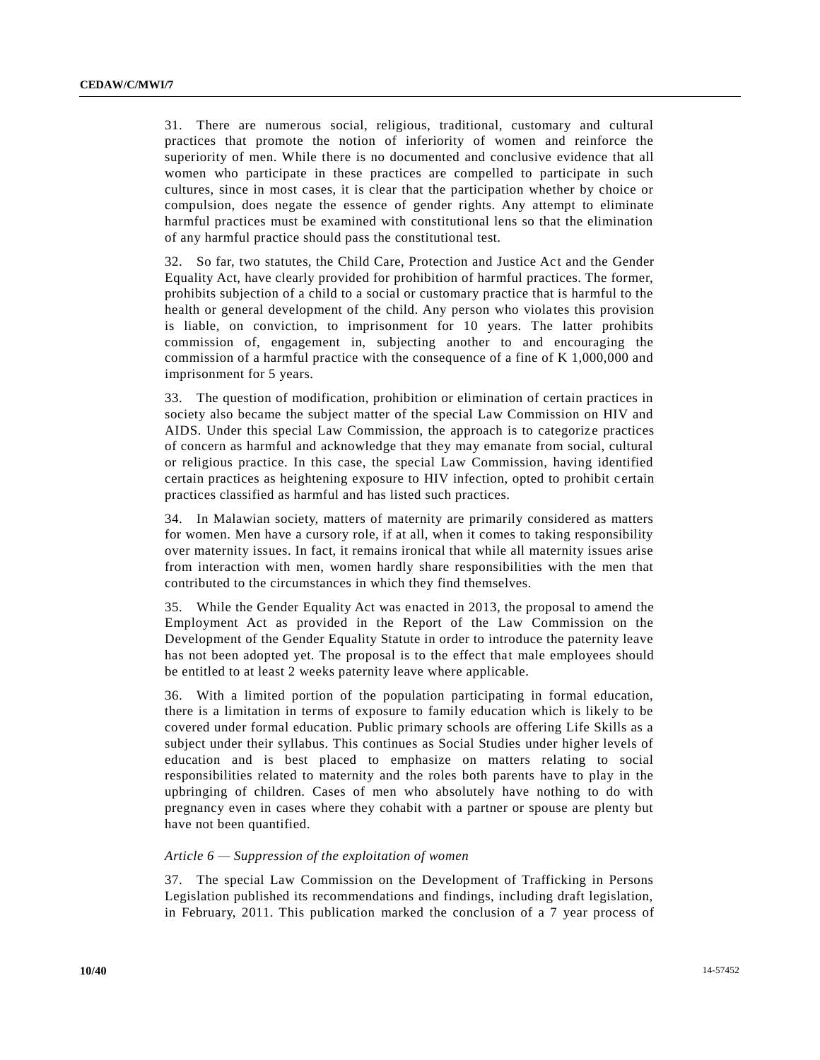31. There are numerous social, religious, traditional, customary and cultural practices that promote the notion of inferiority of women and reinforce the superiority of men. While there is no documented and conclusive evidence that all women who participate in these practices are compelled to participate in such cultures, since in most cases, it is clear that the participation whether by choice or compulsion, does negate the essence of gender rights. Any attempt to eliminate harmful practices must be examined with constitutional lens so that the elimination of any harmful practice should pass the constitutional test.

32. So far, two statutes, the Child Care, Protection and Justice Act and the Gender Equality Act, have clearly provided for prohibition of harmful practices. The former, prohibits subjection of a child to a social or customary practice that is harmful to the health or general development of the child. Any person who violates this provision is liable, on conviction, to imprisonment for 10 years. The latter prohibits commission of, engagement in, subjecting another to and encouraging the commission of a harmful practice with the consequence of a fine of K 1,000,000 and imprisonment for 5 years.

33. The question of modification, prohibition or elimination of certain practices in society also became the subject matter of the special Law Commission on HIV and AIDS. Under this special Law Commission, the approach is to categorize practices of concern as harmful and acknowledge that they may emanate from social, cultural or religious practice. In this case, the special Law Commission, having identified certain practices as heightening exposure to HIV infection, opted to prohibit certain practices classified as harmful and has listed such practices.

34. In Malawian society, matters of maternity are primarily considered as matters for women. Men have a cursory role, if at all, when it comes to taking responsibility over maternity issues. In fact, it remains ironical that while all maternity issues arise from interaction with men, women hardly share responsibilities with the men that contributed to the circumstances in which they find themselves.

35. While the Gender Equality Act was enacted in 2013, the proposal to amend the Employment Act as provided in the Report of the Law Commission on the Development of the Gender Equality Statute in order to introduce the paternity leave has not been adopted yet. The proposal is to the effect that male employees should be entitled to at least 2 weeks paternity leave where applicable.

36. With a limited portion of the population participating in formal education, there is a limitation in terms of exposure to family education which is likely to be covered under formal education. Public primary schools are offering Life Skills as a subject under their syllabus. This continues as Social Studies under higher levels of education and is best placed to emphasize on matters relating to social responsibilities related to maternity and the roles both parents have to play in the upbringing of children. Cases of men who absolutely have nothing to do with pregnancy even in cases where they cohabit with a partner or spouse are plenty but have not been quantified.

*Article 6 — Suppression of the exploitation of women*

37. The special Law Commission on the Development of Trafficking in Persons Legislation published its recommendations and findings, including draft legislation, in February, 2011. This publication marked the conclusion of a 7 year process of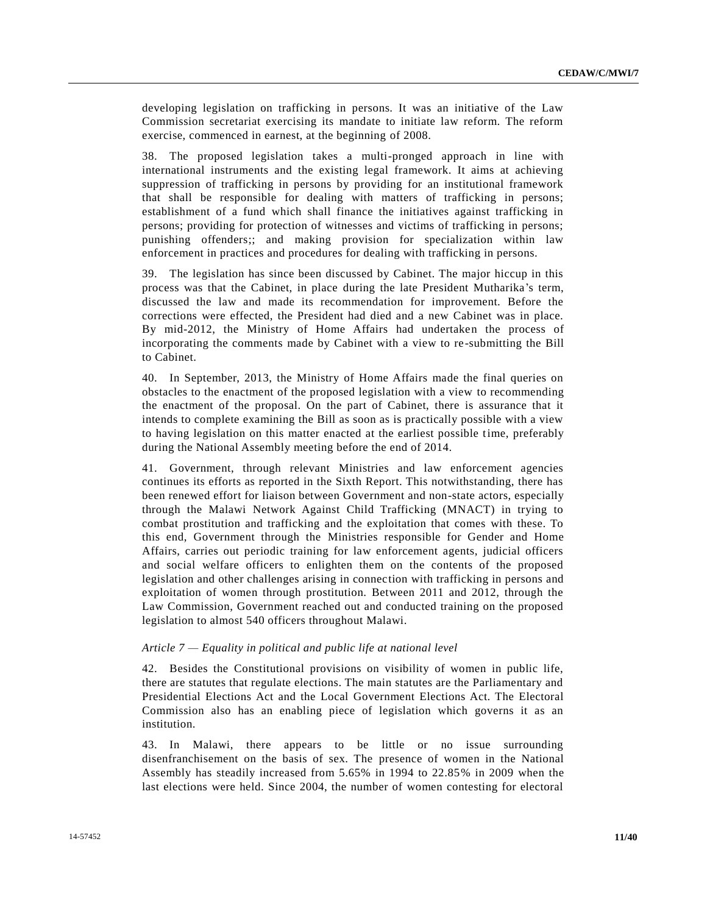developing legislation on trafficking in persons. It was an initiative of the Law Commission secretariat exercising its mandate to initiate law reform. The reform exercise, commenced in earnest, at the beginning of 2008.

38. The proposed legislation takes a multi-pronged approach in line with international instruments and the existing legal framework. It aims at achieving suppression of trafficking in persons by providing for an institutional framework that shall be responsible for dealing with matters of trafficking in persons; establishment of a fund which shall finance the initiatives against trafficking in persons; providing for protection of witnesses and victims of trafficking in persons; punishing offenders;; and making provision for specialization within law enforcement in practices and procedures for dealing with trafficking in persons.

39. The legislation has since been discussed by Cabinet. The major hiccup in this process was that the Cabinet, in place during the late President Mutharika's term, discussed the law and made its recommendation for improvement. Before the corrections were effected, the President had died and a new Cabinet was in place. By mid-2012, the Ministry of Home Affairs had undertaken the process of incorporating the comments made by Cabinet with a view to re-submitting the Bill to Cabinet.

40. In September, 2013, the Ministry of Home Affairs made the final queries on obstacles to the enactment of the proposed legislation with a view to recommending the enactment of the proposal. On the part of Cabinet, there is assurance that it intends to complete examining the Bill as soon as is practically possible with a view to having legislation on this matter enacted at the earliest possible time, preferably during the National Assembly meeting before the end of 2014.

41. Government, through relevant Ministries and law enforcement agencies continues its efforts as reported in the Sixth Report. This notwithstanding, there has been renewed effort for liaison between Government and non-state actors, especially through the Malawi Network Against Child Trafficking (MNACT) in trying to combat prostitution and trafficking and the exploitation that comes with these. To this end, Government through the Ministries responsible for Gender and Home Affairs, carries out periodic training for law enforcement agents, judicial officers and social welfare officers to enlighten them on the contents of the proposed legislation and other challenges arising in connection with trafficking in persons and exploitation of women through prostitution. Between 2011 and 2012, through the Law Commission, Government reached out and conducted training on the proposed legislation to almost 540 officers throughout Malawi.

*Article 7 — Equality in political and public life at national level*

42. Besides the Constitutional provisions on visibility of women in public life, there are statutes that regulate elections. The main statutes are the Parliamentary and Presidential Elections Act and the Local Government Elections Act. The Electoral Commission also has an enabling piece of legislation which governs it as an institution.

43. In Malawi, there appears to be little or no issue surrounding disenfranchisement on the basis of sex. The presence of women in the National Assembly has steadily increased from 5.65% in 1994 to 22.85% in 2009 when the last elections were held. Since 2004, the number of women contesting for electoral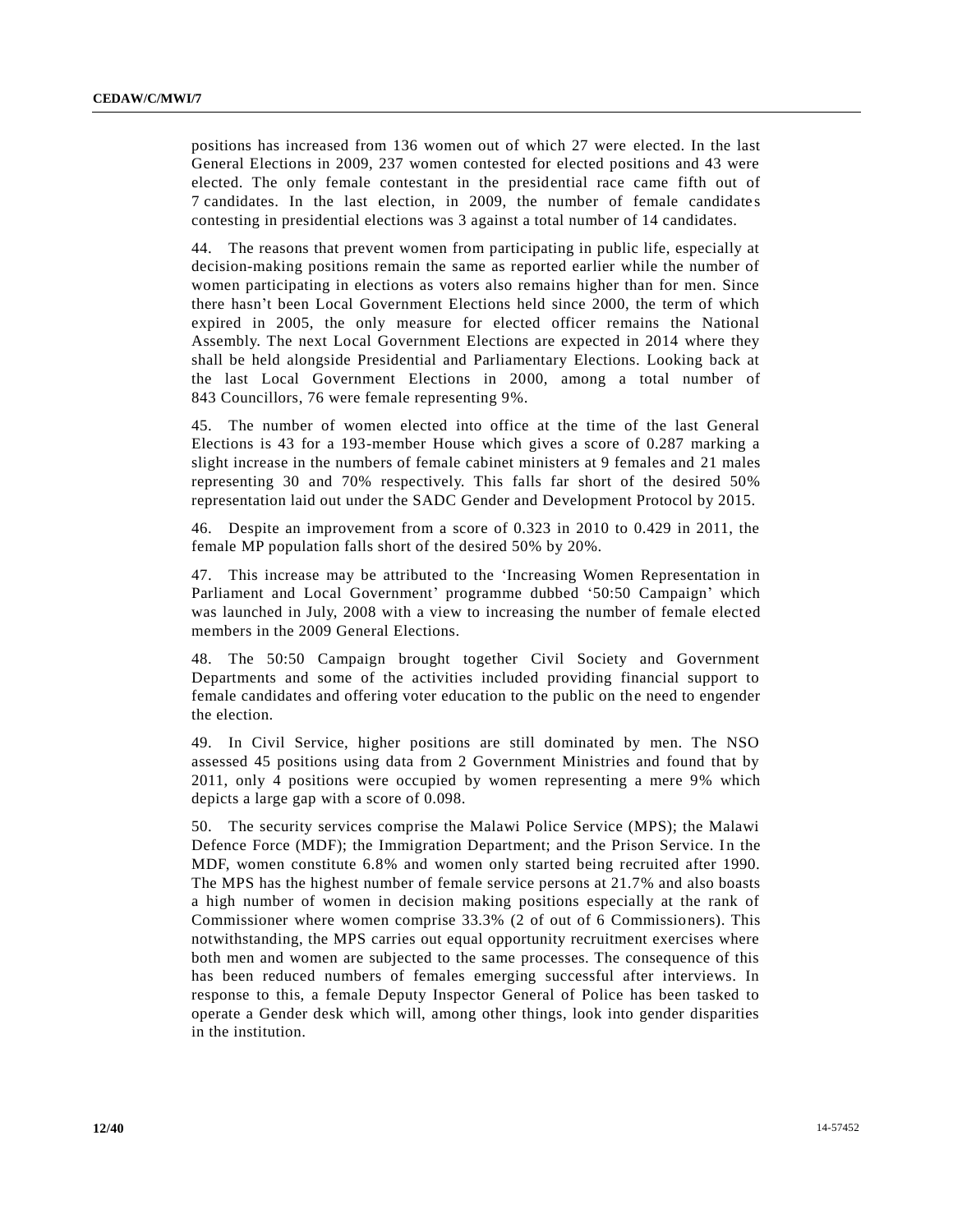positions has increased from 136 women out of which 27 were elected. In the last General Elections in 2009, 237 women contested for elected positions and 43 were elected. The only female contestant in the presidential race came fifth out of 7 candidates. In the last election, in 2009, the number of female candidates contesting in presidential elections was 3 against a total number of 14 candidates.

44. The reasons that prevent women from participating in public life, especially at decision-making positions remain the same as reported earlier while the number of women participating in elections as voters also remains higher than for men. Since there hasn't been Local Government Elections held since 2000, the term of which expired in 2005, the only measure for elected officer remains the National Assembly. The next Local Government Elections are expected in 2014 where they shall be held alongside Presidential and Parliamentary Elections. Looking back at the last Local Government Elections in 2000, among a total number of 843 Councillors, 76 were female representing 9%.

45. The number of women elected into office at the time of the last General Elections is 43 for a 193-member House which gives a score of 0.287 marking a slight increase in the numbers of female cabinet ministers at 9 females and 21 males representing 30 and 70% respectively. This falls far short of the desired 50% representation laid out under the SADC Gender and Development Protocol by 2015.

46. Despite an improvement from a score of 0.323 in 2010 to 0.429 in 2011, the female MP population falls short of the desired 50% by 20%.

47. This increase may be attributed to the 'Increasing Women Representation in Parliament and Local Government' programme dubbed '50:50 Campaign' which was launched in July, 2008 with a view to increasing the number of female elected members in the 2009 General Elections.

48. The 50:50 Campaign brought together Civil Society and Government Departments and some of the activities included providing financial support to female candidates and offering voter education to the public on the need to engender the election.

49. In Civil Service, higher positions are still dominated by men. The NSO assessed 45 positions using data from 2 Government Ministries and found that by 2011, only 4 positions were occupied by women representing a mere 9% which depicts a large gap with a score of 0.098.

50. The security services comprise the Malawi Police Service (MPS); the Malawi Defence Force (MDF); the Immigration Department; and the Prison Service. In the MDF, women constitute 6.8% and women only started being recruited after 1990. The MPS has the highest number of female service persons at 21.7% and also boasts a high number of women in decision making positions especially at the rank of Commissioner where women comprise 33.3% (2 of out of 6 Commissioners). This notwithstanding, the MPS carries out equal opportunity recruitment exercises where both men and women are subjected to the same processes. The consequence of this has been reduced numbers of females emerging successful after interviews. In response to this, a female Deputy Inspector General of Police has been tasked to operate a Gender desk which will, among other things, look into gender disparities in the institution.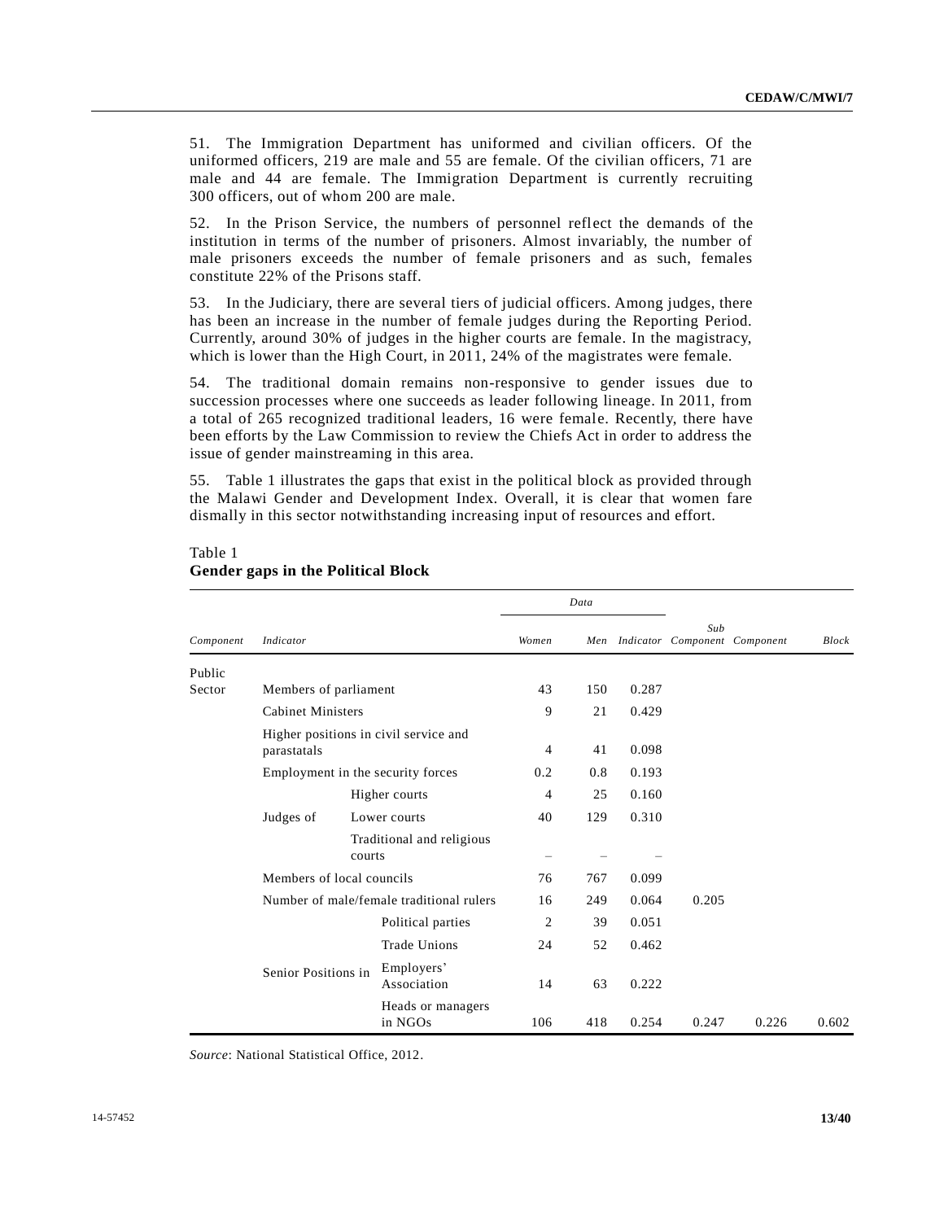51. The Immigration Department has uniformed and civilian officers. Of the uniformed officers, 219 are male and 55 are female. Of the civilian officers, 71 are male and 44 are female. The Immigration Department is currently recruiting 300 officers, out of whom 200 are male.

52. In the Prison Service, the numbers of personnel reflect the demands of the institution in terms of the number of prisoners. Almost invariably, the number of male prisoners exceeds the number of female prisoners and as such, females constitute 22% of the Prisons staff.

53. In the Judiciary, there are several tiers of judicial officers. Among judges, there has been an increase in the number of female judges during the Reporting Period. Currently, around 30% of judges in the higher courts are female. In the magistracy, which is lower than the High Court, in 2011, 24% of the magistrates were female.

54. The traditional domain remains non-responsive to gender issues due to succession processes where one succeeds as leader following lineage. In 2011, from a total of 265 recognized traditional leaders, 16 were female. Recently, there have been efforts by the Law Commission to review the Chiefs Act in order to address the issue of gender mainstreaming in this area.

55. Table 1 illustrates the gaps that exist in the political block as provided through the Malawi Gender and Development Index. Overall, it is clear that women fare dismally in this sector notwithstanding increasing input of resources and effort.

Table 1
**Gender gaps in the Political Block**

| *Component* | *Indicator* | | *Data* | | | | | |
|---|---|---|---|---|---|---|---|---|
| | | | *Women* | *Men* | *Indicator* | *Sub Component* | *Component* | *Block* |
| Public Sector | Members of parliament | | 43 | 150 | 0.287 | | | |
| | Cabinet Ministers | | 9 | 21 | 0.429 | | | |
| | Higher positions in civil service and parastatals | | 4 | 41 | 0.098 | | | |
| | Employment in the security forces | | 0.2 | 0.8 | 0.193 | | | |
| | Judges of | Higher courts | 4 | 25 | 0.160 | | | |
| | | Lower courts | 40 | 129 | 0.310 | | | |
| | | Traditional and religious courts | – | – | – | | | |
| | Members of local councils | | 76 | 767 | 0.099 | | | |
| | Number of male/female traditional rulers | | 16 | 249 | 0.064 | 0.205 | | |
| | Senior Positions in | Political parties | 2 | 39 | 0.051 | | | |
| | | Trade Unions | 24 | 52 | 0.462 | | | |
| | | Employers' Association | 14 | 63 | 0.222 | | | |
| | | Heads or managers in NGOs | 106 | 418 | 0.254 | 0.247 | 0.226 | 0.602 |

*Source*: National Statistical Office, 2012.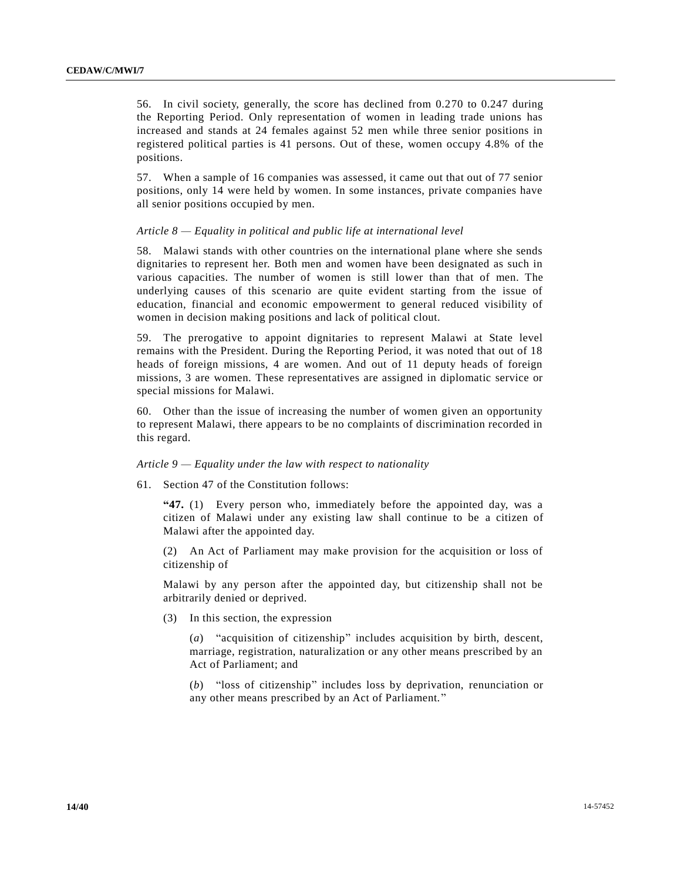56. In civil society, generally, the score has declined from 0.270 to 0.247 during the Reporting Period. Only representation of women in leading trade unions has increased and stands at 24 females against 52 men while three senior positions in registered political parties is 41 persons. Out of these, women occupy 4.8% of the positions.

57. When a sample of 16 companies was assessed, it came out that out of 77 senior positions, only 14 were held by women. In some instances, private companies have all senior positions occupied by men.

*Article 8 — Equality in political and public life at international level*

58. Malawi stands with other countries on the international plane where she sends dignitaries to represent her. Both men and women have been designated as such in various capacities. The number of women is still lower than that of men. The underlying causes of this scenario are quite evident starting from the issue of education, financial and economic empowerment to general reduced visibility of women in decision making positions and lack of political clout.

59. The prerogative to appoint dignitaries to represent Malawi at State level remains with the President. During the Reporting Period, it was noted that out of 18 heads of foreign missions, 4 are women. And out of 11 deputy heads of foreign missions, 3 are women. These representatives are assigned in diplomatic service or special missions for Malawi.

60. Other than the issue of increasing the number of women given an opportunity to represent Malawi, there appears to be no complaints of discrimination recorded in this regard.

*Article 9 — Equality under the law with respect to nationality*

61. Section 47 of the Constitution follows:

> **"47.** (1) Every person who, immediately before the appointed day, was a citizen of Malawi under any existing law shall continue to be a citizen of Malawi after the appointed day.
>
> (2) An Act of Parliament may make provision for the acquisition or loss of citizenship of
>
> Malawi by any person after the appointed day, but citizenship shall not be arbitrarily denied or deprived.
>
> (3) In this section, the expression
>
> > (*a*) "acquisition of citizenship" includes acquisition by birth, descent, marriage, registration, naturalization or any other means prescribed by an Act of Parliament; and
> >
> > (*b*) "loss of citizenship" includes loss by deprivation, renunciation or any other means prescribed by an Act of Parliament."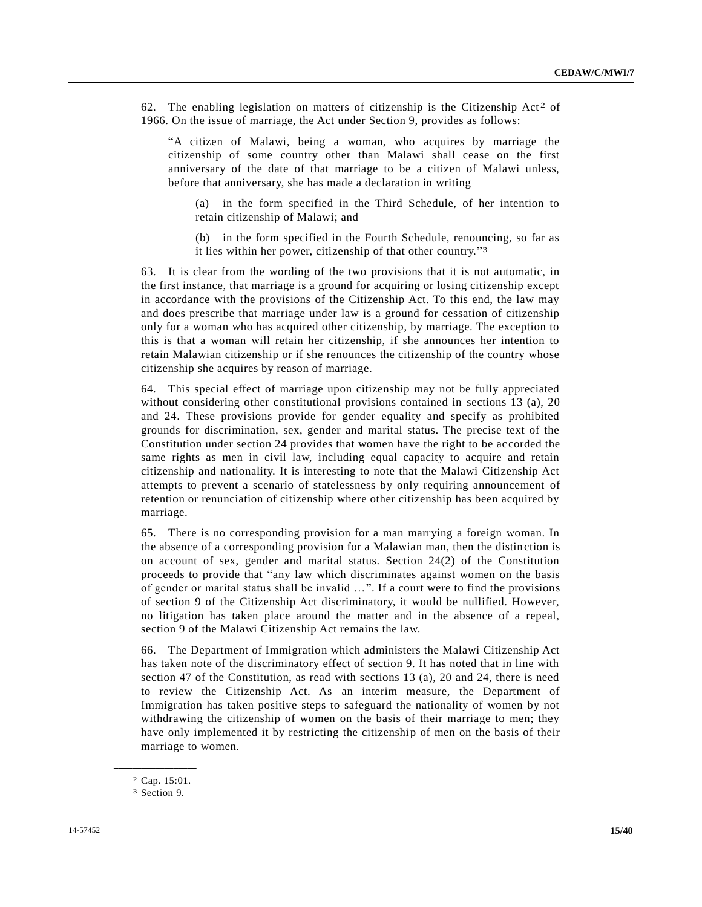62. The enabling legislation on matters of citizenship is the Citizenship Act[2] of 1966. On the issue of marriage, the Act under Section 9, provides as follows:

> "A citizen of Malawi, being a woman, who acquires by marriage the citizenship of some country other than Malawi shall cease on the first anniversary of the date of that marriage to be a citizen of Malawi unless, before that anniversary, she has made a declaration in writing
>
> > (a) in the form specified in the Third Schedule, of her intention to retain citizenship of Malawi; and
> >
> > (b) in the form specified in the Fourth Schedule, renouncing, so far as it lies within her power, citizenship of that other country."[3]

63. It is clear from the wording of the two provisions that it is not automatic, in the first instance, that marriage is a ground for acquiring or losing citizenship except in accordance with the provisions of the Citizenship Act. To this end, the law may and does prescribe that marriage under law is a ground for cessation of citizenship only for a woman who has acquired other citizenship, by marriage. The exception to this is that a woman will retain her citizenship, if she announces her intention to retain Malawian citizenship or if she renounces the citizenship of the country whose citizenship she acquires by reason of marriage.

64. This special effect of marriage upon citizenship may not be fully appreciated without considering other constitutional provisions contained in sections 13 (a), 20 and 24. These provisions provide for gender equality and specify as prohibited grounds for discrimination, sex, gender and marital status. The precise text of the Constitution under section 24 provides that women have the right to be accorded the same rights as men in civil law, including equal capacity to acquire and retain citizenship and nationality. It is interesting to note that the Malawi Citizenship Act attempts to prevent a scenario of statelessness by only requiring announcement of retention or renunciation of citizenship where other citizenship has been acquired by marriage.

65. There is no corresponding provision for a man marrying a foreign woman. In the absence of a corresponding provision for a Malawian man, then the distinction is on account of sex, gender and marital status. Section 24(2) of the Constitution proceeds to provide that "any law which discriminates against women on the basis of gender or marital status shall be invalid …". If a court were to find the provisions of section 9 of the Citizenship Act discriminatory, it would be nullified. However, no litigation has taken place around the matter and in the absence of a repeal, section 9 of the Malawi Citizenship Act remains the law.

66. The Department of Immigration which administers the Malawi Citizenship Act has taken note of the discriminatory effect of section 9. It has noted that in line with section 47 of the Constitution, as read with sections 13 (a), 20 and 24, there is need to review the Citizenship Act. As an interim measure, the Department of Immigration has taken positive steps to safeguard the nationality of women by not withdrawing the citizenship of women on the basis of their marriage to men; they have only implemented it by restricting the citizenship of men on the basis of their marriage to women.

---

[2] Cap. 15:01.

[3] Section 9.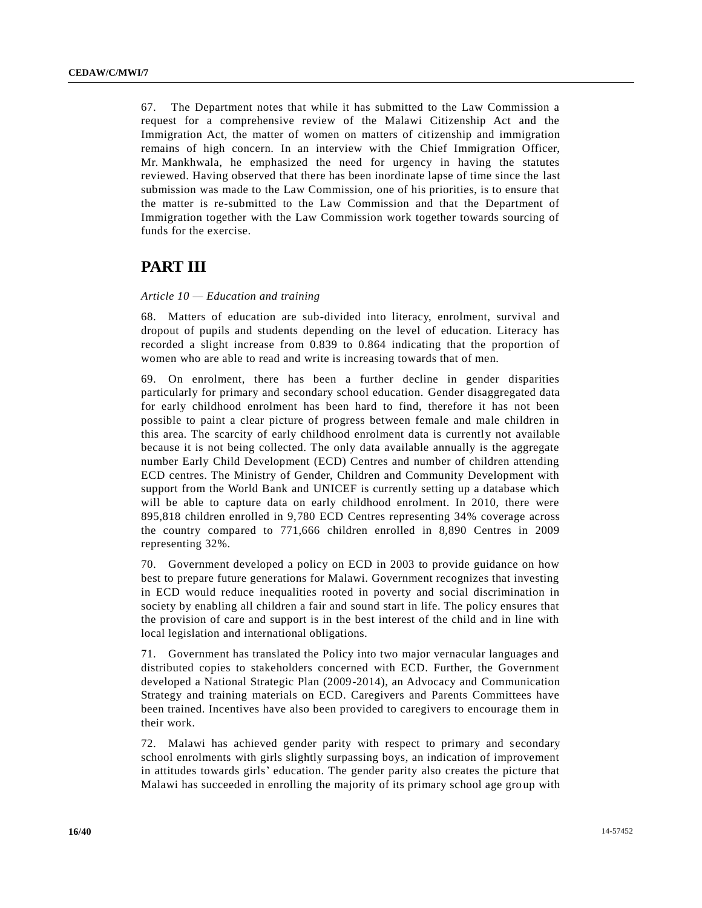67. The Department notes that while it has submitted to the Law Commission a request for a comprehensive review of the Malawi Citizenship Act and the Immigration Act, the matter of women on matters of citizenship and immigration remains of high concern. In an interview with the Chief Immigration Officer, Mr. Mankhwala, he emphasized the need for urgency in having the statutes reviewed. Having observed that there has been inordinate lapse of time since the last submission was made to the Law Commission, one of his priorities, is to ensure that the matter is re-submitted to the Law Commission and that the Department of Immigration together with the Law Commission work together towards sourcing of funds for the exercise.

# PART III

*Article 10 — Education and training*

68. Matters of education are sub-divided into literacy, enrolment, survival and dropout of pupils and students depending on the level of education. Literacy has recorded a slight increase from 0.839 to 0.864 indicating that the proportion of women who are able to read and write is increasing towards that of men.

69. On enrolment, there has been a further decline in gender disparities particularly for primary and secondary school education. Gender disaggregated data for early childhood enrolment has been hard to find, therefore it has not been possible to paint a clear picture of progress between female and male children in this area. The scarcity of early childhood enrolment data is currently not available because it is not being collected. The only data available annually is the aggregate number Early Child Development (ECD) Centres and number of children attending ECD centres. The Ministry of Gender, Children and Community Development with support from the World Bank and UNICEF is currently setting up a database which will be able to capture data on early childhood enrolment. In 2010, there were 895,818 children enrolled in 9,780 ECD Centres representing 34% coverage across the country compared to 771,666 children enrolled in 8,890 Centres in 2009 representing 32%.

70. Government developed a policy on ECD in 2003 to provide guidance on how best to prepare future generations for Malawi. Government recognizes that investing in ECD would reduce inequalities rooted in poverty and social discrimination in society by enabling all children a fair and sound start in life. The policy ensures that the provision of care and support is in the best interest of the child and in line with local legislation and international obligations.

71. Government has translated the Policy into two major vernacular languages and distributed copies to stakeholders concerned with ECD. Further, the Government developed a National Strategic Plan (2009-2014), an Advocacy and Communication Strategy and training materials on ECD. Caregivers and Parents Committees have been trained. Incentives have also been provided to caregivers to encourage them in their work.

72. Malawi has achieved gender parity with respect to primary and secondary school enrolments with girls slightly surpassing boys, an indication of improvement in attitudes towards girls' education. The gender parity also creates the picture that Malawi has succeeded in enrolling the majority of its primary school age group with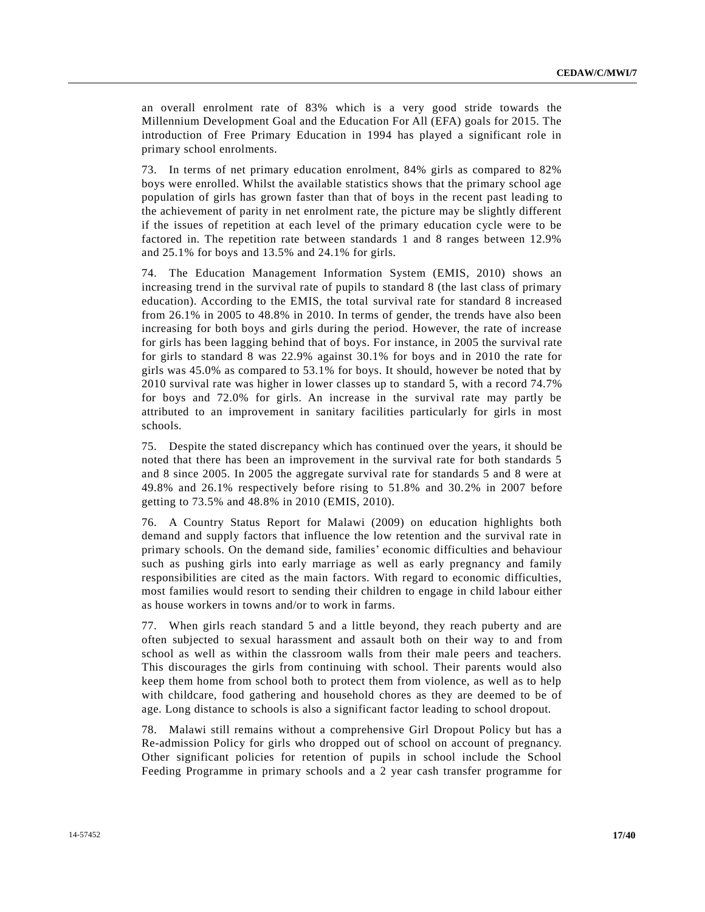an overall enrolment rate of 83% which is a very good stride towards the Millennium Development Goal and the Education For All (EFA) goals for 2015. The introduction of Free Primary Education in 1994 has played a significant role in primary school enrolments.

73. In terms of net primary education enrolment, 84% girls as compared to 82% boys were enrolled. Whilst the available statistics shows that the primary school age population of girls has grown faster than that of boys in the recent past leading to the achievement of parity in net enrolment rate, the picture may be slightly different if the issues of repetition at each level of the primary education cycle were to be factored in. The repetition rate between standards 1 and 8 ranges between 12.9% and 25.1% for boys and 13.5% and 24.1% for girls.

74. The Education Management Information System (EMIS, 2010) shows an increasing trend in the survival rate of pupils to standard 8 (the last class of primary education). According to the EMIS, the total survival rate for standard 8 increased from 26.1% in 2005 to 48.8% in 2010. In terms of gender, the trends have also been increasing for both boys and girls during the period. However, the rate of increase for girls has been lagging behind that of boys. For instance, in 2005 the survival rate for girls to standard 8 was 22.9% against 30.1% for boys and in 2010 the rate for girls was 45.0% as compared to 53.1% for boys. It should, however be noted that by 2010 survival rate was higher in lower classes up to standard 5, with a record 74.7% for boys and 72.0% for girls. An increase in the survival rate may partly be attributed to an improvement in sanitary facilities particularly for girls in most schools.

75. Despite the stated discrepancy which has continued over the years, it should be noted that there has been an improvement in the survival rate for both standards 5 and 8 since 2005. In 2005 the aggregate survival rate for standards 5 and 8 were at 49.8% and 26.1% respectively before rising to 51.8% and 30.2% in 2007 before getting to 73.5% and 48.8% in 2010 (EMIS, 2010).

76. A Country Status Report for Malawi (2009) on education highlights both demand and supply factors that influence the low retention and the survival rate in primary schools. On the demand side, families' economic difficulties and behaviour such as pushing girls into early marriage as well as early pregnancy and family responsibilities are cited as the main factors. With regard to economic difficulties, most families would resort to sending their children to engage in child labour either as house workers in towns and/or to work in farms.

77. When girls reach standard 5 and a little beyond, they reach puberty and are often subjected to sexual harassment and assault both on their way to and from school as well as within the classroom walls from their male peers and teachers. This discourages the girls from continuing with school. Their parents would also keep them home from school both to protect them from violence, as well as to help with childcare, food gathering and household chores as they are deemed to be of age. Long distance to schools is also a significant factor leading to school dropout.

78. Malawi still remains without a comprehensive Girl Dropout Policy but has a Re-admission Policy for girls who dropped out of school on account of pregnancy. Other significant policies for retention of pupils in school include the School Feeding Programme in primary schools and a 2 year cash transfer programme for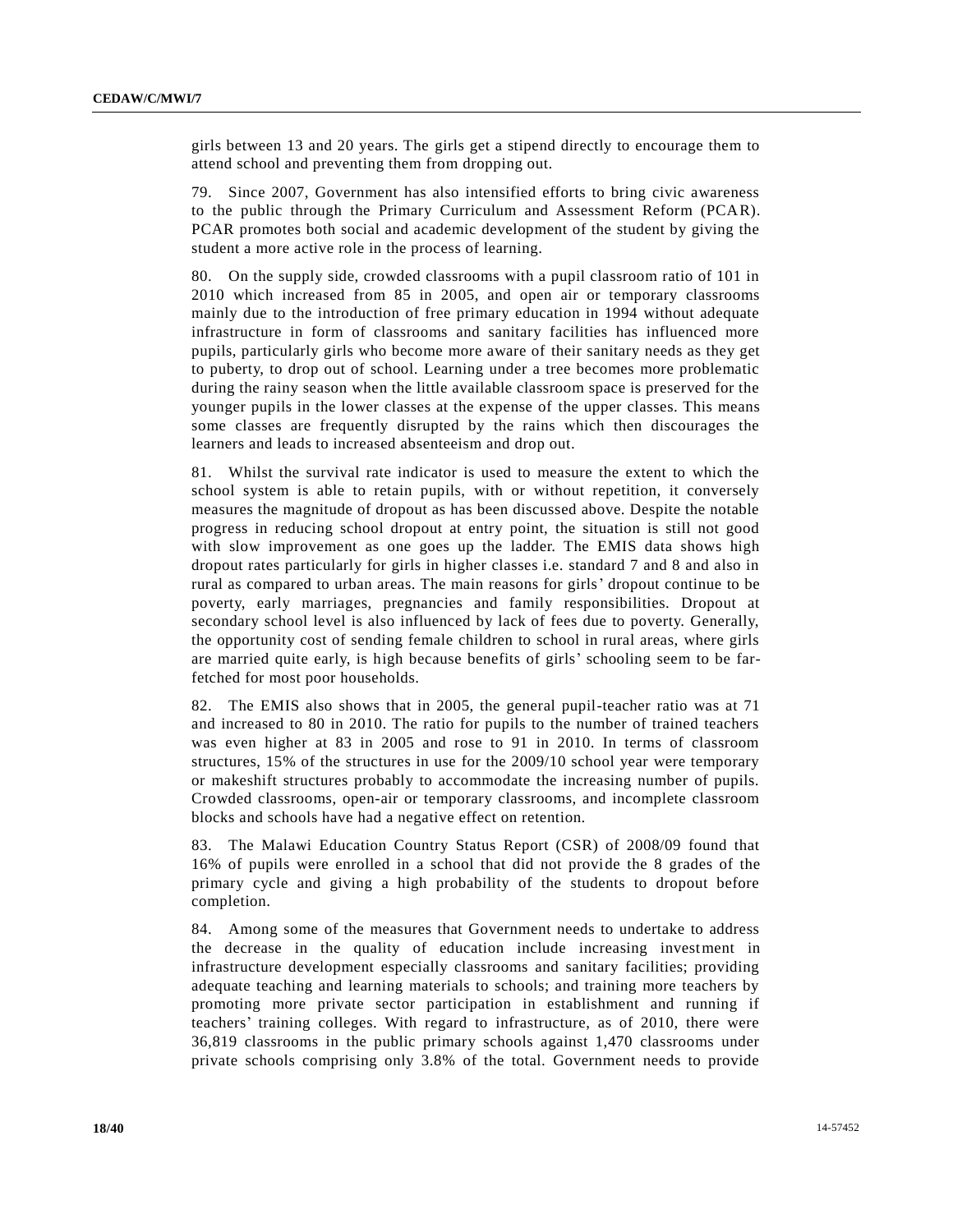girls between 13 and 20 years. The girls get a stipend directly to encourage them to attend school and preventing them from dropping out.

79. Since 2007, Government has also intensified efforts to bring civic awareness to the public through the Primary Curriculum and Assessment Reform (PCAR). PCAR promotes both social and academic development of the student by giving the student a more active role in the process of learning.

80. On the supply side, crowded classrooms with a pupil classroom ratio of 101 in 2010 which increased from 85 in 2005, and open air or temporary classrooms mainly due to the introduction of free primary education in 1994 without adequate infrastructure in form of classrooms and sanitary facilities has influenced more pupils, particularly girls who become more aware of their sanitary needs as they get to puberty, to drop out of school. Learning under a tree becomes more problematic during the rainy season when the little available classroom space is preserved for the younger pupils in the lower classes at the expense of the upper classes. This means some classes are frequently disrupted by the rains which then discourages the learners and leads to increased absenteeism and drop out.

81. Whilst the survival rate indicator is used to measure the extent to which the school system is able to retain pupils, with or without repetition, it conversely measures the magnitude of dropout as has been discussed above. Despite the notable progress in reducing school dropout at entry point, the situation is still not good with slow improvement as one goes up the ladder. The EMIS data shows high dropout rates particularly for girls in higher classes i.e. standard 7 and 8 and also in rural as compared to urban areas. The main reasons for girls' dropout continue to be poverty, early marriages, pregnancies and family responsibilities. Dropout at secondary school level is also influenced by lack of fees due to poverty. Generally, the opportunity cost of sending female children to school in rural areas, where girls are married quite early, is high because benefits of girls' schooling seem to be far-fetched for most poor households.

82. The EMIS also shows that in 2005, the general pupil-teacher ratio was at 71 and increased to 80 in 2010. The ratio for pupils to the number of trained teachers was even higher at 83 in 2005 and rose to 91 in 2010. In terms of classroom structures, 15% of the structures in use for the 2009/10 school year were temporary or makeshift structures probably to accommodate the increasing number of pupils. Crowded classrooms, open-air or temporary classrooms, and incomplete classroom blocks and schools have had a negative effect on retention.

83. The Malawi Education Country Status Report (CSR) of 2008/09 found that 16% of pupils were enrolled in a school that did not provide the 8 grades of the primary cycle and giving a high probability of the students to dropout before completion.

84. Among some of the measures that Government needs to undertake to address the decrease in the quality of education include increasing investment in infrastructure development especially classrooms and sanitary facilities; providing adequate teaching and learning materials to schools; and training more teachers by promoting more private sector participation in establishment and running if teachers' training colleges. With regard to infrastructure, as of 2010, there were 36,819 classrooms in the public primary schools against 1,470 classrooms under private schools comprising only 3.8% of the total. Government needs to provide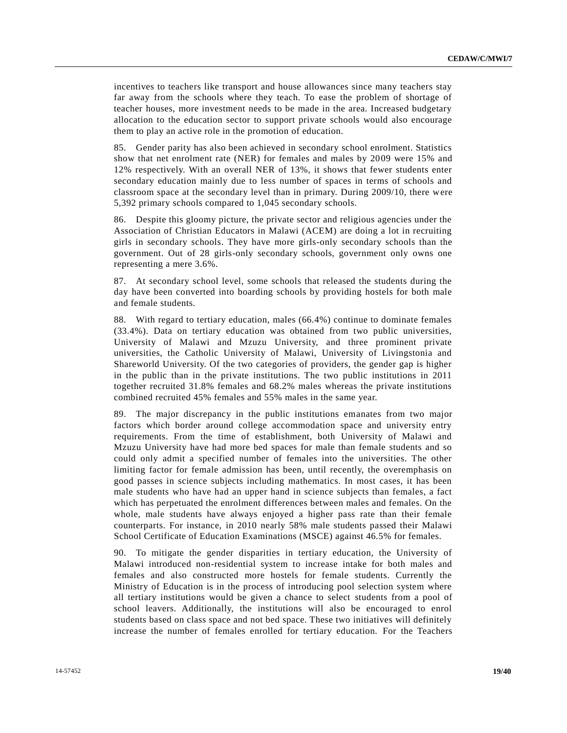incentives to teachers like transport and house allowances since many teachers stay far away from the schools where they teach. To ease the problem of shortage of teacher houses, more investment needs to be made in the area. Increased budgetary allocation to the education sector to support private schools would also encourage them to play an active role in the promotion of education.

85. Gender parity has also been achieved in secondary school enrolment. Statistics show that net enrolment rate (NER) for females and males by 2009 were 15% and 12% respectively. With an overall NER of 13%, it shows that fewer students enter secondary education mainly due to less number of spaces in terms of schools and classroom space at the secondary level than in primary. During 2009/10, there were 5,392 primary schools compared to 1,045 secondary schools.

86. Despite this gloomy picture, the private sector and religious agencies under the Association of Christian Educators in Malawi (ACEM) are doing a lot in recruiting girls in secondary schools. They have more girls-only secondary schools than the government. Out of 28 girls-only secondary schools, government only owns one representing a mere 3.6%.

87. At secondary school level, some schools that released the students during the day have been converted into boarding schools by providing hostels for both male and female students.

88. With regard to tertiary education, males (66.4%) continue to dominate females (33.4%). Data on tertiary education was obtained from two public universities, University of Malawi and Mzuzu University, and three prominent private universities, the Catholic University of Malawi, University of Livingstonia and Shareworld University. Of the two categories of providers, the gender gap is higher in the public than in the private institutions. The two public institutions in 2011 together recruited 31.8% females and 68.2% males whereas the private institutions combined recruited 45% females and 55% males in the same year.

89. The major discrepancy in the public institutions emanates from two major factors which border around college accommodation space and university entry requirements. From the time of establishment, both University of Malawi and Mzuzu University have had more bed spaces for male than female students and so could only admit a specified number of females into the universities. The other limiting factor for female admission has been, until recently, the overemphasis on good passes in science subjects including mathematics. In most cases, it has been male students who have had an upper hand in science subjects than females, a fact which has perpetuated the enrolment differences between males and females. On the whole, male students have always enjoyed a higher pass rate than their female counterparts. For instance, in 2010 nearly 58% male students passed their Malawi School Certificate of Education Examinations (MSCE) against 46.5% for females.

90. To mitigate the gender disparities in tertiary education, the University of Malawi introduced non-residential system to increase intake for both males and females and also constructed more hostels for female students. Currently the Ministry of Education is in the process of introducing pool selection system where all tertiary institutions would be given a chance to select students from a pool of school leavers. Additionally, the institutions will also be encouraged to enrol students based on class space and not bed space. These two initiatives will definitely increase the number of females enrolled for tertiary education. For the Teachers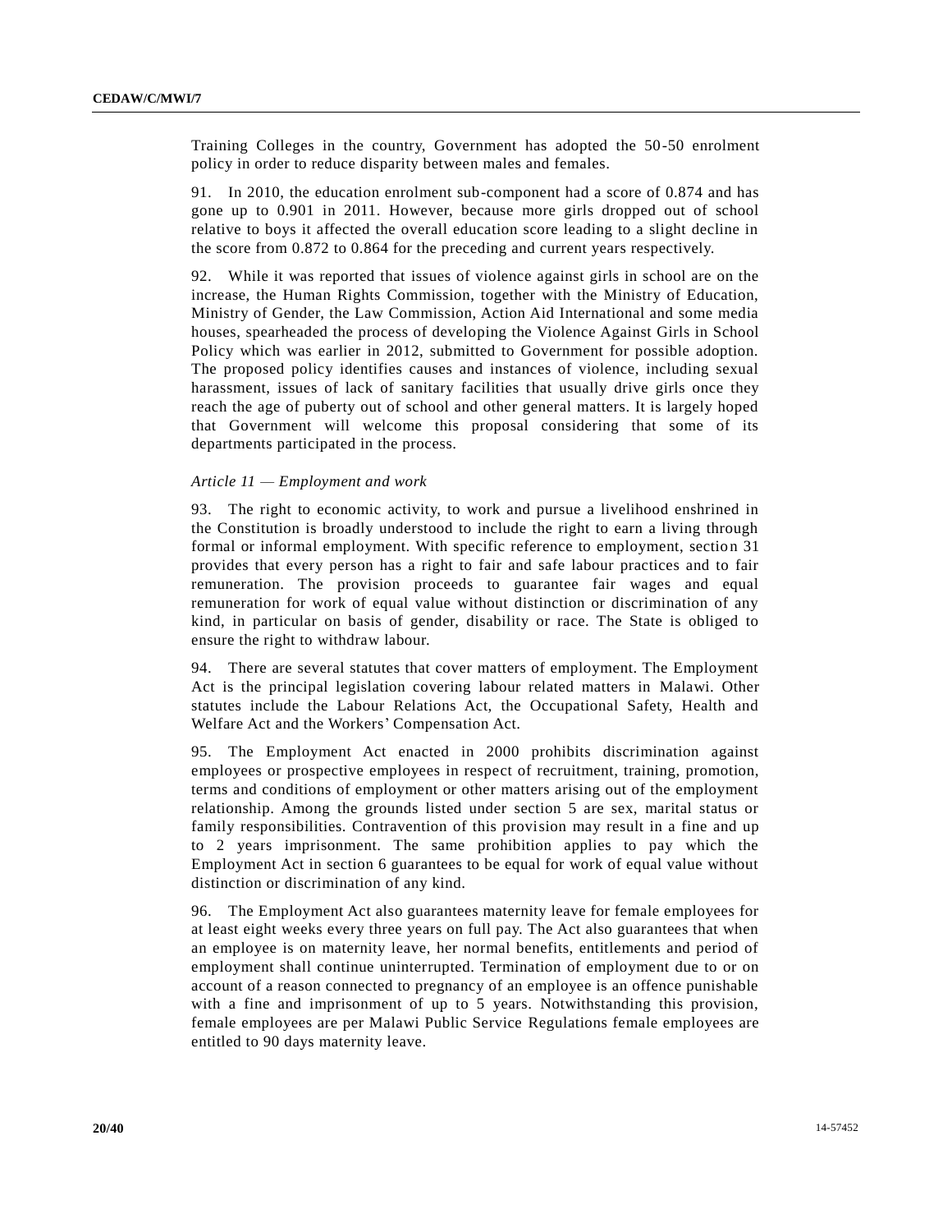Training Colleges in the country, Government has adopted the 50-50 enrolment policy in order to reduce disparity between males and females.

91. In 2010, the education enrolment sub-component had a score of 0.874 and has gone up to 0.901 in 2011. However, because more girls dropped out of school relative to boys it affected the overall education score leading to a slight decline in the score from 0.872 to 0.864 for the preceding and current years respectively.

92. While it was reported that issues of violence against girls in school are on the increase, the Human Rights Commission, together with the Ministry of Education, Ministry of Gender, the Law Commission, Action Aid International and some media houses, spearheaded the process of developing the Violence Against Girls in School Policy which was earlier in 2012, submitted to Government for possible adoption. The proposed policy identifies causes and instances of violence, including sexual harassment, issues of lack of sanitary facilities that usually drive girls once they reach the age of puberty out of school and other general matters. It is largely hoped that Government will welcome this proposal considering that some of its departments participated in the process.

*Article 11 — Employment and work*

93. The right to economic activity, to work and pursue a livelihood enshrined in the Constitution is broadly understood to include the right to earn a living through formal or informal employment. With specific reference to employment, section 31 provides that every person has a right to fair and safe labour practices and to fair remuneration. The provision proceeds to guarantee fair wages and equal remuneration for work of equal value without distinction or discrimination of any kind, in particular on basis of gender, disability or race. The State is obliged to ensure the right to withdraw labour.

94. There are several statutes that cover matters of employment. The Employment Act is the principal legislation covering labour related matters in Malawi. Other statutes include the Labour Relations Act, the Occupational Safety, Health and Welfare Act and the Workers' Compensation Act.

95. The Employment Act enacted in 2000 prohibits discrimination against employees or prospective employees in respect of recruitment, training, promotion, terms and conditions of employment or other matters arising out of the employment relationship. Among the grounds listed under section 5 are sex, marital status or family responsibilities. Contravention of this provision may result in a fine and up to 2 years imprisonment. The same prohibition applies to pay which the Employment Act in section 6 guarantees to be equal for work of equal value without distinction or discrimination of any kind.

96. The Employment Act also guarantees maternity leave for female employees for at least eight weeks every three years on full pay. The Act also guarantees that when an employee is on maternity leave, her normal benefits, entitlements and period of employment shall continue uninterrupted. Termination of employment due to or on account of a reason connected to pregnancy of an employee is an offence punishable with a fine and imprisonment of up to 5 years. Notwithstanding this provision, female employees are per Malawi Public Service Regulations female employees are entitled to 90 days maternity leave.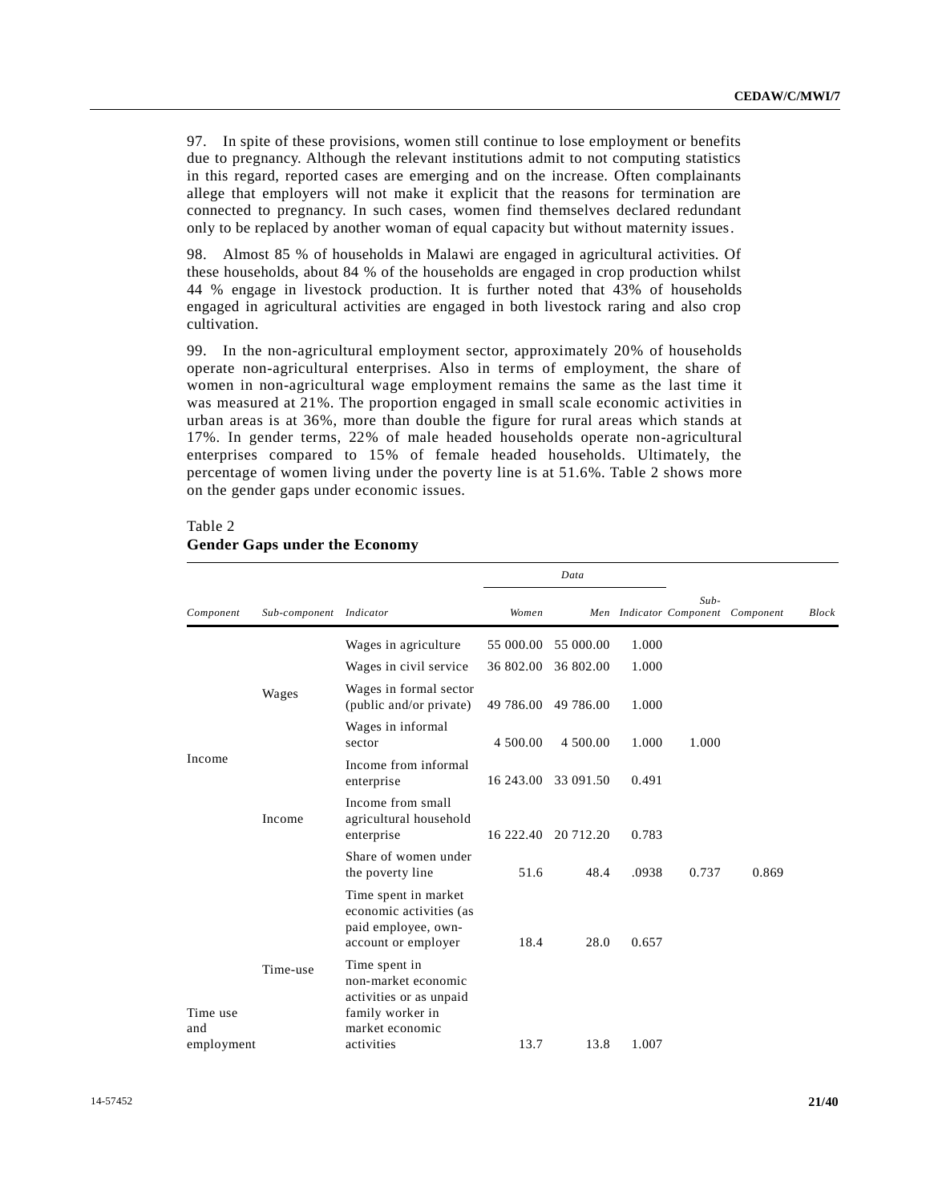97. In spite of these provisions, women still continue to lose employment or benefits due to pregnancy. Although the relevant institutions admit to not computing statistics in this regard, reported cases are emerging and on the increase. Often complainants allege that employers will not make it explicit that the reasons for termination are connected to pregnancy. In such cases, women find themselves declared redundant only to be replaced by another woman of equal capacity but without maternity issues.

98. Almost 85 % of households in Malawi are engaged in agricultural activities. Of these households, about 84 % of the households are engaged in crop production whilst 44 % engage in livestock production. It is further noted that 43% of households engaged in agricultural activities are engaged in both livestock raring and also crop cultivation.

99. In the non-agricultural employment sector, approximately 20% of households operate non-agricultural enterprises. Also in terms of employment, the share of women in non-agricultural wage employment remains the same as the last time it was measured at 21%. The proportion engaged in small scale economic activities in urban areas is at 36%, more than double the figure for rural areas which stands at 17%. In gender terms, 22% of male headed households operate non-agricultural enterprises compared to 15% of female headed households. Ultimately, the percentage of women living under the poverty line is at 51.6%. Table 2 shows more on the gender gaps under economic issues.

Table 2
**Gender Gaps under the Economy**

| | | | Data | | | | | |
|---|---|---|---|---|---|---|---|---|
| *Component* | *Sub-component* | *Indicator* | *Women* | *Men* | *Indicator* | *Sub-Component* | *Component* | *Block* |
| Income | Wages | Wages in agriculture | 55 000.00 | 55 000.00 | 1.000 | | | |
| | | Wages in civil service | 36 802.00 | 36 802.00 | 1.000 | | | |
| | | Wages in formal sector (public and/or private) | 49 786.00 | 49 786.00 | 1.000 | | | |
| | | Wages in informal sector | 4 500.00 | 4 500.00 | 1.000 | 1.000 | | |
| | Income | Income from informal enterprise | 16 243.00 | 33 091.50 | 0.491 | | | |
| | | Income from small agricultural household enterprise | 16 222.40 | 20 712.20 | 0.783 | | | |
| | | Share of women under the poverty line | 51.6 | 48.4 | .0938 | 0.737 | 0.869 | |
| Time use and employment | Time-use | Time spent in market economic activities (as paid employee, own-account or employer | 18.4 | 28.0 | 0.657 | | | |
| | | Time spent in non-market economic activities or as unpaid family worker in market economic activities | 13.7 | 13.8 | 1.007 | | | |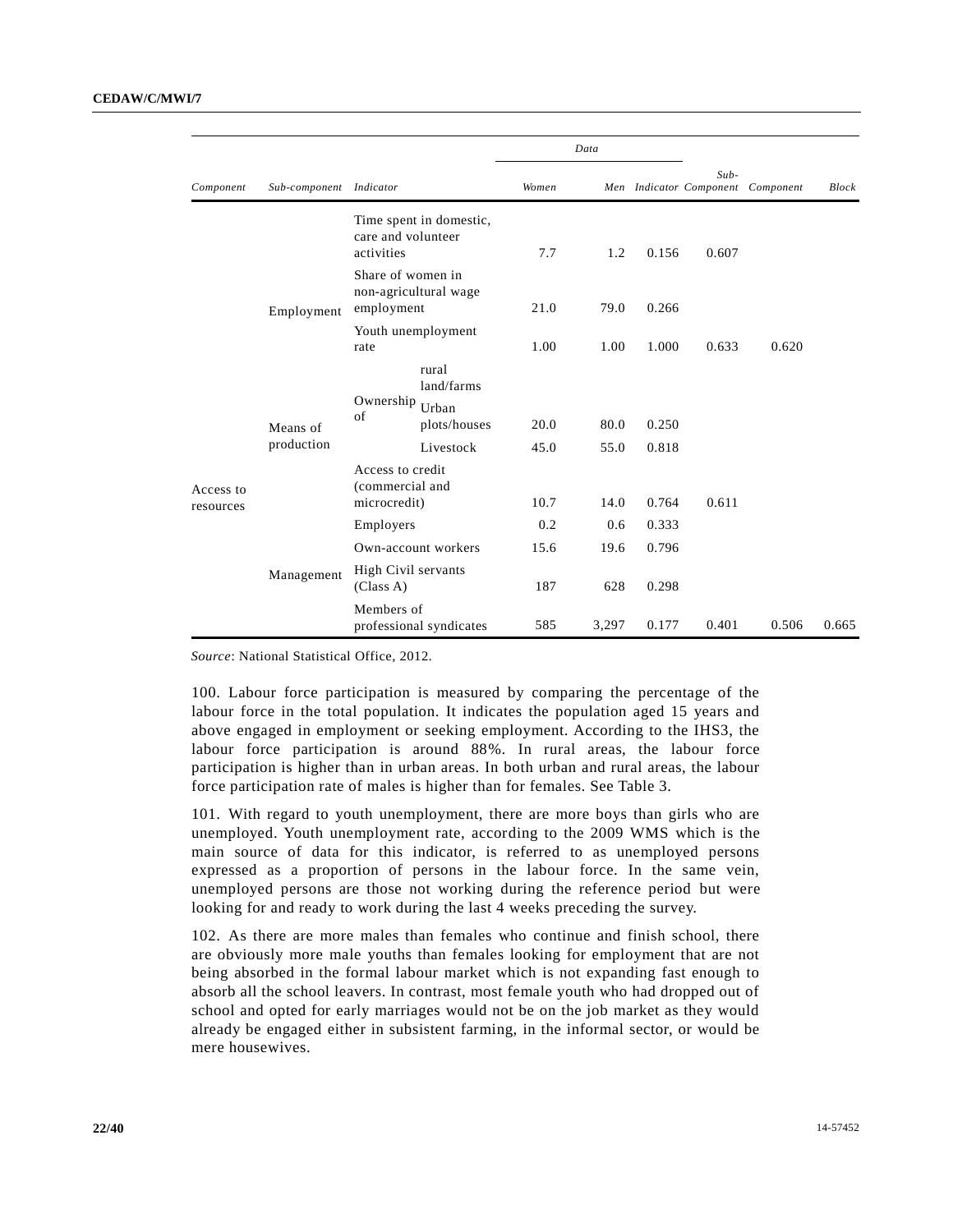| Component | Sub-component | Indicator | | Data Women | Men | Indicator | Sub-Component | Component | Block |
|---|---|---|---|---|---|---|---|---|---|
| Access to resources | Employment | Time spent in domestic, care and volunteer activities | | 7.7 | 1.2 | 0.156 | 0.607 | | |
| | | Share of women in non-agricultural wage employment | | 21.0 | 79.0 | 0.266 | | | |
| | | Youth unemployment rate | | 1.00 | 1.00 | 1.000 | 0.633 | 0.620 | |
| | Means of production | Ownership of | rural land/farms | | | | | | |
| | | | Urban plots/houses | 20.0 | 80.0 | 0.250 | | | |
| | | | Livestock | 45.0 | 55.0 | 0.818 | | | |
| | | Access to credit (commercial and microcredit) | | 10.7 | 14.0 | 0.764 | 0.611 | | |
| | Management | Employers | | 0.2 | 0.6 | 0.333 | | | |
| | | Own-account workers | | 15.6 | 19.6 | 0.796 | | | |
| | | High Civil servants (Class A) | | 187 | 628 | 0.298 | | | |
| | | Members of professional syndicates | | 585 | 3,297 | 0.177 | 0.401 | 0.506 | 0.665 |

*Source*: National Statistical Office, 2012.

100. Labour force participation is measured by comparing the percentage of the labour force in the total population. It indicates the population aged 15 years and above engaged in employment or seeking employment. According to the IHS3, the labour force participation is around 88%. In rural areas, the labour force participation is higher than in urban areas. In both urban and rural areas, the labour force participation rate of males is higher than for females. See Table 3.

101. With regard to youth unemployment, there are more boys than girls who are unemployed. Youth unemployment rate, according to the 2009 WMS which is the main source of data for this indicator, is referred to as unemployed persons expressed as a proportion of persons in the labour force. In the same vein, unemployed persons are those not working during the reference period but were looking for and ready to work during the last 4 weeks preceding the survey.

102. As there are more males than females who continue and finish school, there are obviously more male youths than females looking for employment that are not being absorbed in the formal labour market which is not expanding fast enough to absorb all the school leavers. In contrast, most female youth who had dropped out of school and opted for early marriages would not be on the job market as they would already be engaged either in subsistent farming, in the informal sector, or would be mere housewives.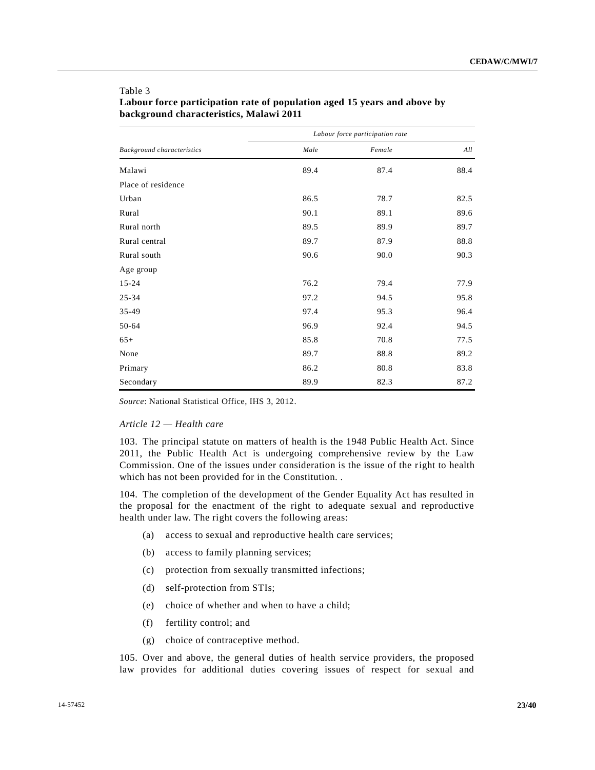Table 3
**Labour force participation rate of population aged 15 years and above by background characteristics, Malawi 2011**

| *Background characteristics* | *Labour force participation rate* | | |
|---|---|---|---|
| | *Male* | *Female* | *All* |
| Malawi | 89.4 | 87.4 | 88.4 |
| Place of residence | | | |
| Urban | 86.5 | 78.7 | 82.5 |
| Rural | 90.1 | 89.1 | 89.6 |
| Rural north | 89.5 | 89.9 | 89.7 |
| Rural central | 89.7 | 87.9 | 88.8 |
| Rural south | 90.6 | 90.0 | 90.3 |
| Age group | | | |
| 15-24 | 76.2 | 79.4 | 77.9 |
| 25-34 | 97.2 | 94.5 | 95.8 |
| 35-49 | 97.4 | 95.3 | 96.4 |
| 50-64 | 96.9 | 92.4 | 94.5 |
| 65+ | 85.8 | 70.8 | 77.5 |
| None | 89.7 | 88.8 | 89.2 |
| Primary | 86.2 | 80.8 | 83.8 |
| Secondary | 89.9 | 82.3 | 87.2 |

*Source*: National Statistical Office, IHS 3, 2012.

*Article 12 — Health care*

103. The principal statute on matters of health is the 1948 Public Health Act. Since 2011, the Public Health Act is undergoing comprehensive review by the Law Commission. One of the issues under consideration is the issue of the right to health which has not been provided for in the Constitution. .

104. The completion of the development of the Gender Equality Act has resulted in the proposal for the enactment of the right to adequate sexual and reproductive health under law. The right covers the following areas:

(a) access to sexual and reproductive health care services;

(b) access to family planning services;

(c) protection from sexually transmitted infections;

(d) self-protection from STIs;

(e) choice of whether and when to have a child;

(f) fertility control; and

(g) choice of contraceptive method.

105. Over and above, the general duties of health service providers, the proposed law provides for additional duties covering issues of respect for sexual and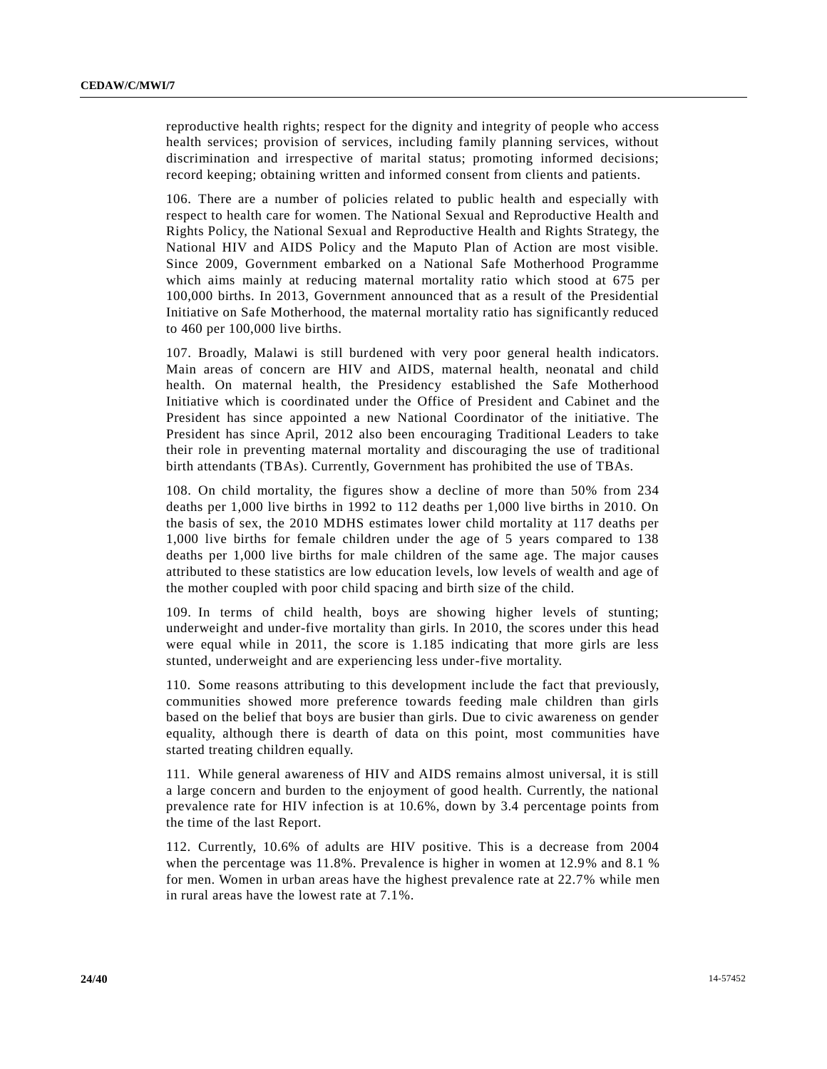reproductive health rights; respect for the dignity and integrity of people who access health services; provision of services, including family planning services, without discrimination and irrespective of marital status; promoting informed decisions; record keeping; obtaining written and informed consent from clients and patients.

106. There are a number of policies related to public health and especially with respect to health care for women. The National Sexual and Reproductive Health and Rights Policy, the National Sexual and Reproductive Health and Rights Strategy, the National HIV and AIDS Policy and the Maputo Plan of Action are most visible. Since 2009, Government embarked on a National Safe Motherhood Programme which aims mainly at reducing maternal mortality ratio which stood at 675 per 100,000 births. In 2013, Government announced that as a result of the Presidential Initiative on Safe Motherhood, the maternal mortality ratio has significantly reduced to 460 per 100,000 live births.

107. Broadly, Malawi is still burdened with very poor general health indicators. Main areas of concern are HIV and AIDS, maternal health, neonatal and child health. On maternal health, the Presidency established the Safe Motherhood Initiative which is coordinated under the Office of President and Cabinet and the President has since appointed a new National Coordinator of the initiative. The President has since April, 2012 also been encouraging Traditional Leaders to take their role in preventing maternal mortality and discouraging the use of traditional birth attendants (TBAs). Currently, Government has prohibited the use of TBAs.

108. On child mortality, the figures show a decline of more than 50% from 234 deaths per 1,000 live births in 1992 to 112 deaths per 1,000 live births in 2010. On the basis of sex, the 2010 MDHS estimates lower child mortality at 117 deaths per 1,000 live births for female children under the age of 5 years compared to 138 deaths per 1,000 live births for male children of the same age. The major causes attributed to these statistics are low education levels, low levels of wealth and age of the mother coupled with poor child spacing and birth size of the child.

109. In terms of child health, boys are showing higher levels of stunting; underweight and under-five mortality than girls. In 2010, the scores under this head were equal while in 2011, the score is 1.185 indicating that more girls are less stunted, underweight and are experiencing less under-five mortality.

110. Some reasons attributing to this development include the fact that previously, communities showed more preference towards feeding male children than girls based on the belief that boys are busier than girls. Due to civic awareness on gender equality, although there is dearth of data on this point, most communities have started treating children equally.

111. While general awareness of HIV and AIDS remains almost universal, it is still a large concern and burden to the enjoyment of good health. Currently, the national prevalence rate for HIV infection is at 10.6%, down by 3.4 percentage points from the time of the last Report.

112. Currently, 10.6% of adults are HIV positive. This is a decrease from 2004 when the percentage was 11.8%. Prevalence is higher in women at 12.9% and 8.1 % for men. Women in urban areas have the highest prevalence rate at 22.7% while men in rural areas have the lowest rate at 7.1%.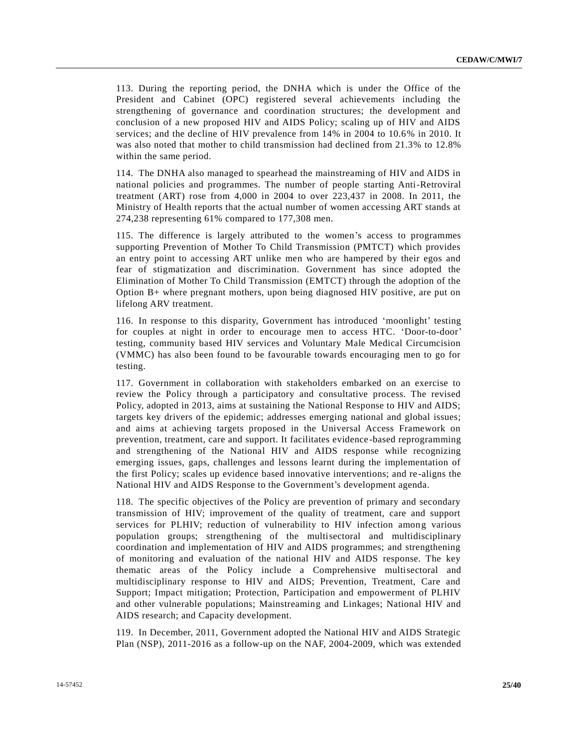113. During the reporting period, the DNHA which is under the Office of the President and Cabinet (OPC) registered several achievements including the strengthening of governance and coordination structures; the development and conclusion of a new proposed HIV and AIDS Policy; scaling up of HIV and AIDS services; and the decline of HIV prevalence from 14% in 2004 to 10.6% in 2010. It was also noted that mother to child transmission had declined from 21.3% to 12.8% within the same period.

114. The DNHA also managed to spearhead the mainstreaming of HIV and AIDS in national policies and programmes. The number of people starting Anti-Retroviral treatment (ART) rose from 4,000 in 2004 to over 223,437 in 2008. In 2011, the Ministry of Health reports that the actual number of women accessing ART stands at 274,238 representing 61% compared to 177,308 men.

115. The difference is largely attributed to the women's access to programmes supporting Prevention of Mother To Child Transmission (PMTCT) which provides an entry point to accessing ART unlike men who are hampered by their egos and fear of stigmatization and discrimination. Government has since adopted the Elimination of Mother To Child Transmission (EMTCT) through the adoption of the Option B+ where pregnant mothers, upon being diagnosed HIV positive, are put on lifelong ARV treatment.

116. In response to this disparity, Government has introduced 'moonlight' testing for couples at night in order to encourage men to access HTC. 'Door-to-door' testing, community based HIV services and Voluntary Male Medical Circumcision (VMMC) has also been found to be favourable towards encouraging men to go for testing.

117. Government in collaboration with stakeholders embarked on an exercise to review the Policy through a participatory and consultative process. The revised Policy, adopted in 2013, aims at sustaining the National Response to HIV and AIDS; targets key drivers of the epidemic; addresses emerging national and global issues; and aims at achieving targets proposed in the Universal Access Framework on prevention, treatment, care and support. It facilitates evidence-based reprogramming and strengthening of the National HIV and AIDS response while recognizing emerging issues, gaps, challenges and lessons learnt during the implementation of the first Policy; scales up evidence based innovative interventions; and re-aligns the National HIV and AIDS Response to the Government's development agenda.

118. The specific objectives of the Policy are prevention of primary and secondary transmission of HIV; improvement of the quality of treatment, care and support services for PLHIV; reduction of vulnerability to HIV infection among various population groups; strengthening of the multisectoral and multidisciplinary coordination and implementation of HIV and AIDS programmes; and strengthening of monitoring and evaluation of the national HIV and AIDS response. The key thematic areas of the Policy include a Comprehensive multisectoral and multidisciplinary response to HIV and AIDS; Prevention, Treatment, Care and Support; Impact mitigation; Protection, Participation and empowerment of PLHIV and other vulnerable populations; Mainstreaming and Linkages; National HIV and AIDS research; and Capacity development.

119. In December, 2011, Government adopted the National HIV and AIDS Strategic Plan (NSP), 2011-2016 as a follow-up on the NAF, 2004-2009, which was extended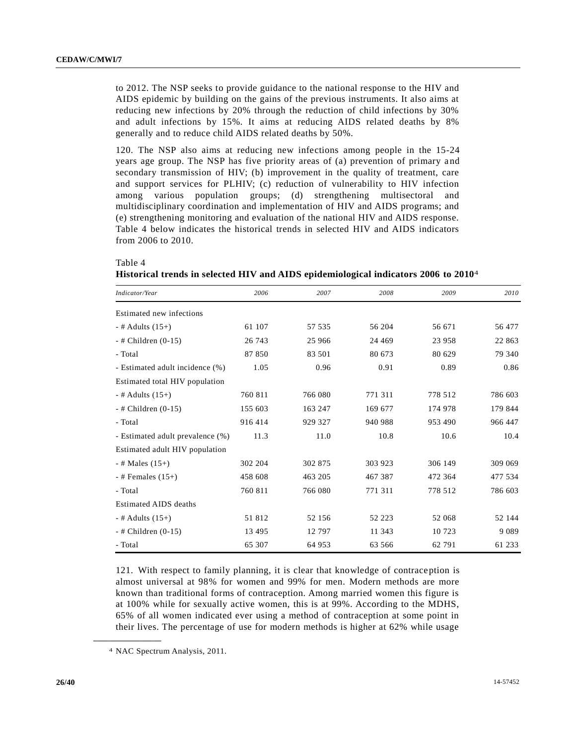to 2012. The NSP seeks to provide guidance to the national response to the HIV and AIDS epidemic by building on the gains of the previous instruments. It also aims at reducing new infections by 20% through the reduction of child infections by 30% and adult infections by 15%. It aims at reducing AIDS related deaths by 8% generally and to reduce child AIDS related deaths by 50%.

120. The NSP also aims at reducing new infections among people in the 15-24 years age group. The NSP has five priority areas of (a) prevention of primary and secondary transmission of HIV; (b) improvement in the quality of treatment, care and support services for PLHIV; (c) reduction of vulnerability to HIV infection among various population groups; (d) strengthening multisectoral and multidisciplinary coordination and implementation of HIV and AIDS programs; and (e) strengthening monitoring and evaluation of the national HIV and AIDS response. Table 4 below indicates the historical trends in selected HIV and AIDS indicators from 2006 to 2010.

Table 4
**Historical trends in selected HIV and AIDS epidemiological indicators 2006 to 2010**[4]

| *Indicator/Year* | *2006* | *2007* | *2008* | *2009* | *2010* |
|---|---|---|---|---|---|
| Estimated new infections | | | | | |
| - # Adults (15+) | 61 107 | 57 535 | 56 204 | 56 671 | 56 477 |
| - # Children (0-15) | 26 743 | 25 966 | 24 469 | 23 958 | 22 863 |
| - Total | 87 850 | 83 501 | 80 673 | 80 629 | 79 340 |
| - Estimated adult incidence (%) | 1.05 | 0.96 | 0.91 | 0.89 | 0.86 |
| Estimated total HIV population | | | | | |
| - # Adults (15+) | 760 811 | 766 080 | 771 311 | 778 512 | 786 603 |
| - # Children (0-15) | 155 603 | 163 247 | 169 677 | 174 978 | 179 844 |
| - Total | 916 414 | 929 327 | 940 988 | 953 490 | 966 447 |
| - Estimated adult prevalence (%) | 11.3 | 11.0 | 10.8 | 10.6 | 10.4 |
| Estimated adult HIV population | | | | | |
| - # Males (15+) | 302 204 | 302 875 | 303 923 | 306 149 | 309 069 |
| - # Females (15+) | 458 608 | 463 205 | 467 387 | 472 364 | 477 534 |
| - Total | 760 811 | 766 080 | 771 311 | 778 512 | 786 603 |
| Estimated AIDS deaths | | | | | |
| - # Adults (15+) | 51 812 | 52 156 | 52 223 | 52 068 | 52 144 |
| - # Children (0-15) | 13 495 | 12 797 | 11 343 | 10 723 | 9 089 |
| - Total | 65 307 | 64 953 | 63 566 | 62 791 | 61 233 |

121. With respect to family planning, it is clear that knowledge of contraception is almost universal at 98% for women and 99% for men. Modern methods are more known than traditional forms of contraception. Among married women this figure is at 100% while for sexually active women, this is at 99%. According to the MDHS, 65% of all women indicated ever using a method of contraception at some point in their lives. The percentage of use for modern methods is higher at 62% while usage

[4] NAC Spectrum Analysis, 2011.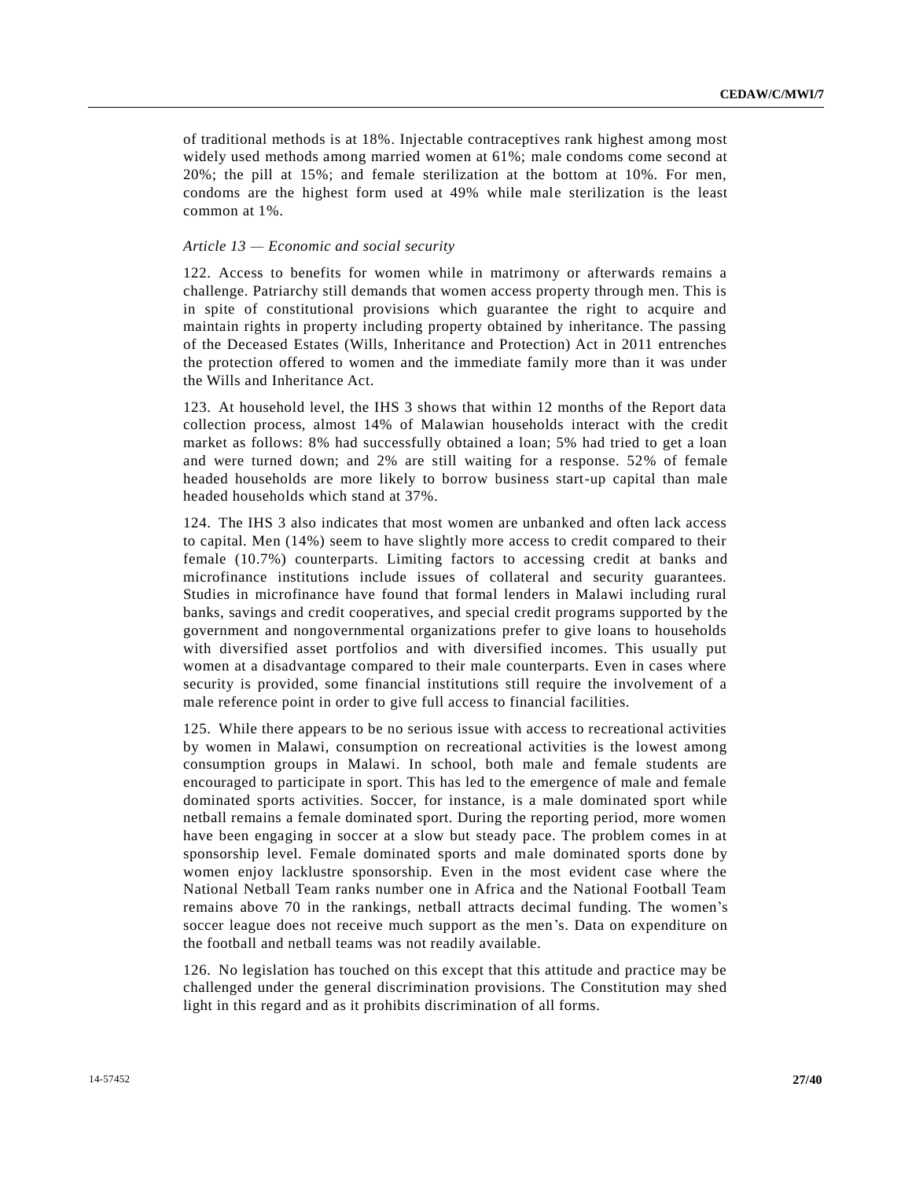of traditional methods is at 18%. Injectable contraceptives rank highest among most widely used methods among married women at 61%; male condoms come second at 20%; the pill at 15%; and female sterilization at the bottom at 10%. For men, condoms are the highest form used at 49% while male sterilization is the least common at 1%.

*Article 13 — Economic and social security*

122. Access to benefits for women while in matrimony or afterwards remains a challenge. Patriarchy still demands that women access property through men. This is in spite of constitutional provisions which guarantee the right to acquire and maintain rights in property including property obtained by inheritance. The passing of the Deceased Estates (Wills, Inheritance and Protection) Act in 2011 entrenches the protection offered to women and the immediate family more than it was under the Wills and Inheritance Act.

123. At household level, the IHS 3 shows that within 12 months of the Report data collection process, almost 14% of Malawian households interact with the credit market as follows: 8% had successfully obtained a loan; 5% had tried to get a loan and were turned down; and 2% are still waiting for a response. 52% of female headed households are more likely to borrow business start-up capital than male headed households which stand at 37%.

124. The IHS 3 also indicates that most women are unbanked and often lack access to capital. Men (14%) seem to have slightly more access to credit compared to their female (10.7%) counterparts. Limiting factors to accessing credit at banks and microfinance institutions include issues of collateral and security guarantees. Studies in microfinance have found that formal lenders in Malawi including rural banks, savings and credit cooperatives, and special credit programs supported by the government and nongovernmental organizations prefer to give loans to households with diversified asset portfolios and with diversified incomes. This usually put women at a disadvantage compared to their male counterparts. Even in cases where security is provided, some financial institutions still require the involvement of a male reference point in order to give full access to financial facilities.

125. While there appears to be no serious issue with access to recreational activities by women in Malawi, consumption on recreational activities is the lowest among consumption groups in Malawi. In school, both male and female students are encouraged to participate in sport. This has led to the emergence of male and female dominated sports activities. Soccer, for instance, is a male dominated sport while netball remains a female dominated sport. During the reporting period, more women have been engaging in soccer at a slow but steady pace. The problem comes in at sponsorship level. Female dominated sports and male dominated sports done by women enjoy lacklustre sponsorship. Even in the most evident case where the National Netball Team ranks number one in Africa and the National Football Team remains above 70 in the rankings, netball attracts decimal funding. The women's soccer league does not receive much support as the men's. Data on expenditure on the football and netball teams was not readily available.

126. No legislation has touched on this except that this attitude and practice may be challenged under the general discrimination provisions. The Constitution may shed light in this regard and as it prohibits discrimination of all forms.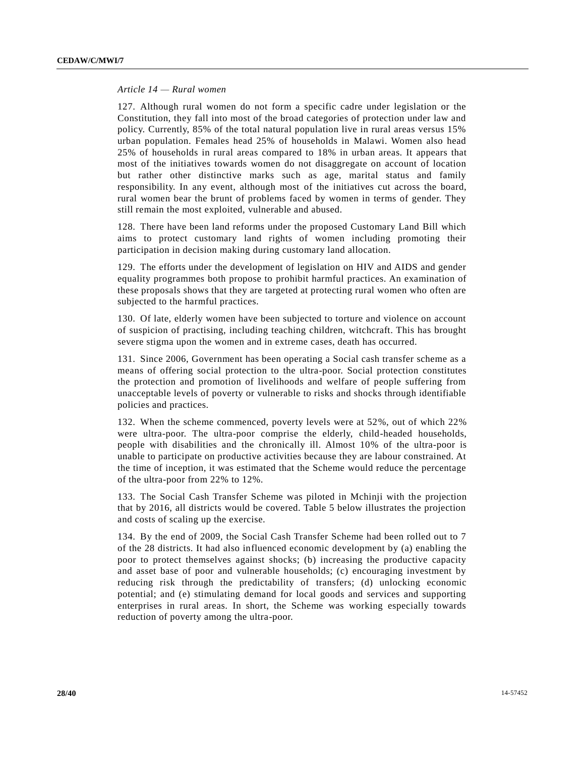*Article 14 — Rural women*

127. Although rural women do not form a specific cadre under legislation or the Constitution, they fall into most of the broad categories of protection under law and policy. Currently, 85% of the total natural population live in rural areas versus 15% urban population. Females head 25% of households in Malawi. Women also head 25% of households in rural areas compared to 18% in urban areas. It appears that most of the initiatives towards women do not disaggregate on account of location but rather other distinctive marks such as age, marital status and family responsibility. In any event, although most of the initiatives cut across the board, rural women bear the brunt of problems faced by women in terms of gender. They still remain the most exploited, vulnerable and abused.

128. There have been land reforms under the proposed Customary Land Bill which aims to protect customary land rights of women including promoting their participation in decision making during customary land allocation.

129. The efforts under the development of legislation on HIV and AIDS and gender equality programmes both propose to prohibit harmful practices. An examination of these proposals shows that they are targeted at protecting rural women who often are subjected to the harmful practices.

130. Of late, elderly women have been subjected to torture and violence on account of suspicion of practising, including teaching children, witchcraft. This has brought severe stigma upon the women and in extreme cases, death has occurred.

131. Since 2006, Government has been operating a Social cash transfer scheme as a means of offering social protection to the ultra-poor. Social protection constitutes the protection and promotion of livelihoods and welfare of people suffering from unacceptable levels of poverty or vulnerable to risks and shocks through identifiable policies and practices.

132. When the scheme commenced, poverty levels were at 52%, out of which 22% were ultra-poor. The ultra-poor comprise the elderly, child-headed households, people with disabilities and the chronically ill. Almost 10% of the ultra-poor is unable to participate on productive activities because they are labour constrained. At the time of inception, it was estimated that the Scheme would reduce the percentage of the ultra-poor from 22% to 12%.

133. The Social Cash Transfer Scheme was piloted in Mchinji with the projection that by 2016, all districts would be covered. Table 5 below illustrates the projection and costs of scaling up the exercise.

134. By the end of 2009, the Social Cash Transfer Scheme had been rolled out to 7 of the 28 districts. It had also influenced economic development by (a) enabling the poor to protect themselves against shocks; (b) increasing the productive capacity and asset base of poor and vulnerable households; (c) encouraging investment by reducing risk through the predictability of transfers; (d) unlocking economic potential; and (e) stimulating demand for local goods and services and supporting enterprises in rural areas. In short, the Scheme was working especially towards reduction of poverty among the ultra-poor.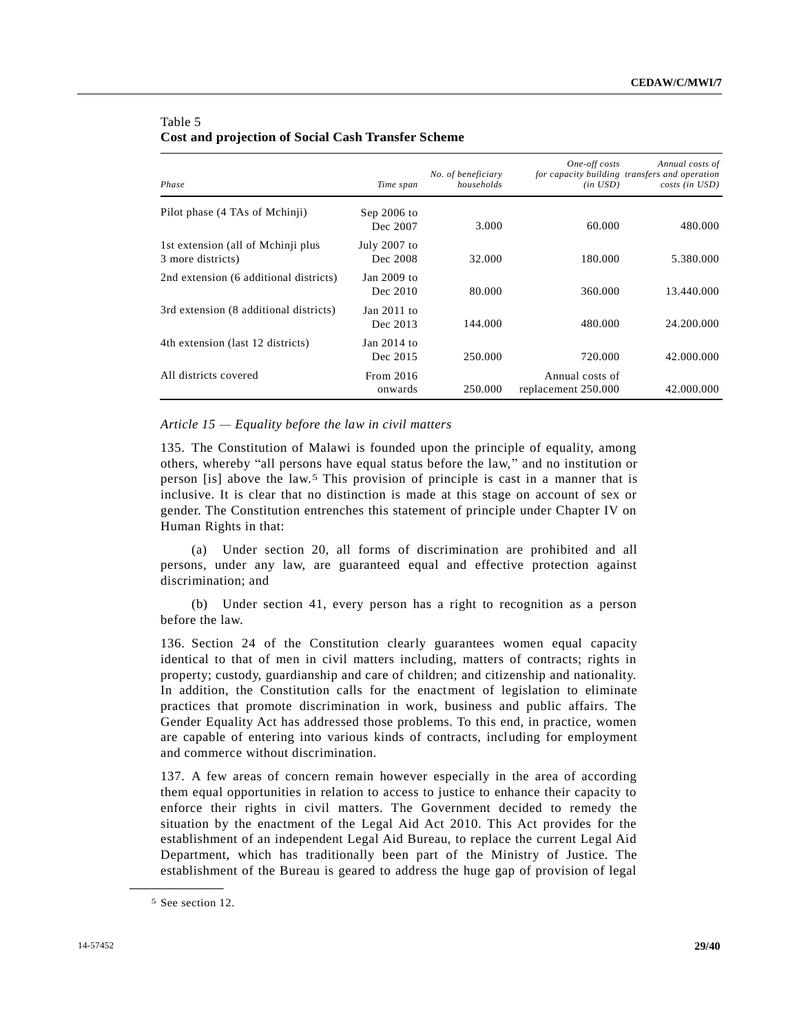Table 5
**Cost and projection of Social Cash Transfer Scheme**

| *Phase* | *Time span* | *No. of beneficiary households* | *One-off costs for capacity building (in USD)* | *Annual costs of transfers and operation costs (in USD)* |
|---|---|---|---|---|
| Pilot phase (4 TAs of Mchinji) | Sep 2006 to Dec 2007 | 3.000 | 60.000 | 480.000 |
| 1st extension (all of Mchinji plus 3 more districts) | July 2007 to Dec 2008 | 32.000 | 180.000 | 5.380.000 |
| 2nd extension (6 additional districts) | Jan 2009 to Dec 2010 | 80.000 | 360.000 | 13.440.000 |
| 3rd extension (8 additional districts) | Jan 2011 to Dec 2013 | 144.000 | 480.000 | 24.200.000 |
| 4th extension (last 12 districts) | Jan 2014 to Dec 2015 | 250.000 | 720.000 | 42.000.000 |
| All districts covered | From 2016 onwards | 250.000 | Annual costs of replacement 250.000 | 42.000.000 |

*Article 15 — Equality before the law in civil matters*

135. The Constitution of Malawi is founded upon the principle of equality, among others, whereby "all persons have equal status before the law," and no institution or person [is] above the law.[5] This provision of principle is cast in a manner that is inclusive. It is clear that no distinction is made at this stage on account of sex or gender. The Constitution entrenches this statement of principle under Chapter IV on Human Rights in that:

(a) Under section 20, all forms of discrimination are prohibited and all persons, under any law, are guaranteed equal and effective protection against discrimination; and

(b) Under section 41, every person has a right to recognition as a person before the law.

136. Section 24 of the Constitution clearly guarantees women equal capacity identical to that of men in civil matters including, matters of contracts; rights in property; custody, guardianship and care of children; and citizenship and nationality. In addition, the Constitution calls for the enactment of legislation to eliminate practices that promote discrimination in work, business and public affairs. The Gender Equality Act has addressed those problems. To this end, in practice, women are capable of entering into various kinds of contracts, including for employment and commerce without discrimination.

137. A few areas of concern remain however especially in the area of according them equal opportunities in relation to access to justice to enhance their capacity to enforce their rights in civil matters. The Government decided to remedy the situation by the enactment of the Legal Aid Act 2010. This Act provides for the establishment of an independent Legal Aid Bureau, to replace the current Legal Aid Department, which has traditionally been part of the Ministry of Justice. The establishment of the Bureau is geared to address the huge gap of provision of legal

[5] See section 12.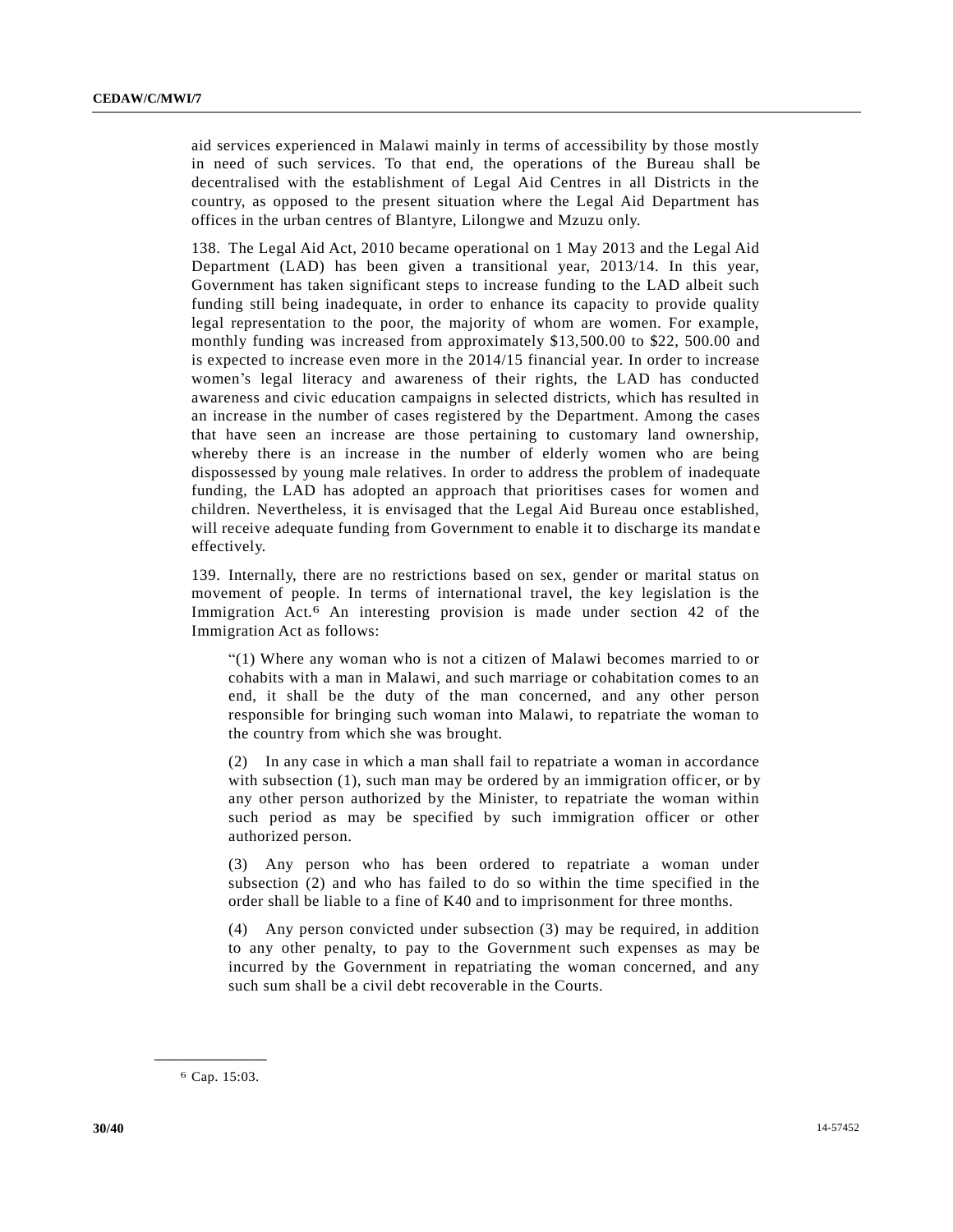aid services experienced in Malawi mainly in terms of accessibility by those mostly in need of such services. To that end, the operations of the Bureau shall be decentralised with the establishment of Legal Aid Centres in all Districts in the country, as opposed to the present situation where the Legal Aid Department has offices in the urban centres of Blantyre, Lilongwe and Mzuzu only.

138. The Legal Aid Act, 2010 became operational on 1 May 2013 and the Legal Aid Department (LAD) has been given a transitional year, 2013/14. In this year, Government has taken significant steps to increase funding to the LAD albeit such funding still being inadequate, in order to enhance its capacity to provide quality legal representation to the poor, the majority of whom are women. For example, monthly funding was increased from approximately $13,500.00 to $22, 500.00 and is expected to increase even more in the 2014/15 financial year. In order to increase women's legal literacy and awareness of their rights, the LAD has conducted awareness and civic education campaigns in selected districts, which has resulted in an increase in the number of cases registered by the Department. Among the cases that have seen an increase are those pertaining to customary land ownership, whereby there is an increase in the number of elderly women who are being dispossessed by young male relatives. In order to address the problem of inadequate funding, the LAD has adopted an approach that prioritises cases for women and children. Nevertheless, it is envisaged that the Legal Aid Bureau once established, will receive adequate funding from Government to enable it to discharge its mandate effectively.

139. Internally, there are no restrictions based on sex, gender or marital status on movement of people. In terms of international travel, the key legislation is the Immigration Act.[6] An interesting provision is made under section 42 of the Immigration Act as follows:

> "(1) Where any woman who is not a citizen of Malawi becomes married to or cohabits with a man in Malawi, and such marriage or cohabitation comes to an end, it shall be the duty of the man concerned, and any other person responsible for bringing such woman into Malawi, to repatriate the woman to the country from which she was brought.
>
> (2) In any case in which a man shall fail to repatriate a woman in accordance with subsection (1), such man may be ordered by an immigration officer, or by any other person authorized by the Minister, to repatriate the woman within such period as may be specified by such immigration officer or other authorized person.
>
> (3) Any person who has been ordered to repatriate a woman under subsection (2) and who has failed to do so within the time specified in the order shall be liable to a fine of K40 and to imprisonment for three months.
>
> (4) Any person convicted under subsection (3) may be required, in addition to any other penalty, to pay to the Government such expenses as may be incurred by the Government in repatriating the woman concerned, and any such sum shall be a civil debt recoverable in the Courts.

---

[6] Cap. 15:03.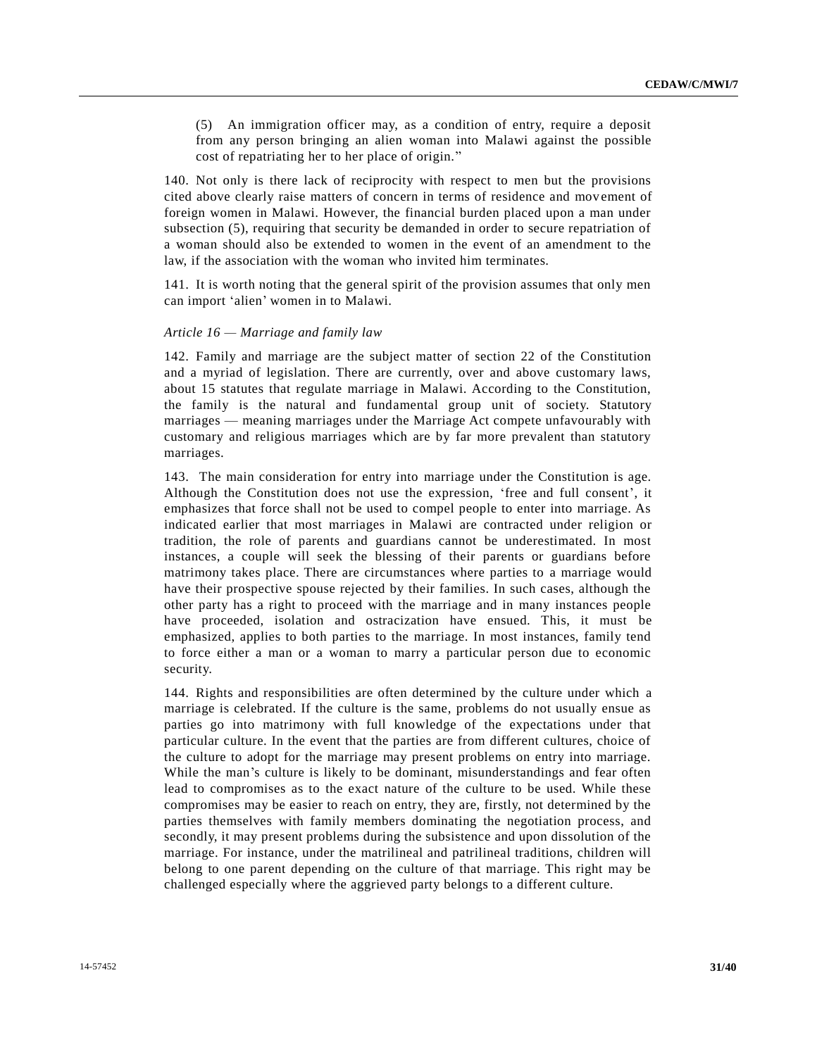(5) An immigration officer may, as a condition of entry, require a deposit from any person bringing an alien woman into Malawi against the possible cost of repatriating her to her place of origin."

140. Not only is there lack of reciprocity with respect to men but the provisions cited above clearly raise matters of concern in terms of residence and movement of foreign women in Malawi. However, the financial burden placed upon a man under subsection (5), requiring that security be demanded in order to secure repatriation of a woman should also be extended to women in the event of an amendment to the law, if the association with the woman who invited him terminates.

141. It is worth noting that the general spirit of the provision assumes that only men can import 'alien' women in to Malawi.

*Article 16 — Marriage and family law*

142. Family and marriage are the subject matter of section 22 of the Constitution and a myriad of legislation. There are currently, over and above customary laws, about 15 statutes that regulate marriage in Malawi. According to the Constitution, the family is the natural and fundamental group unit of society. Statutory marriages — meaning marriages under the Marriage Act compete unfavourably with customary and religious marriages which are by far more prevalent than statutory marriages.

143. The main consideration for entry into marriage under the Constitution is age. Although the Constitution does not use the expression, 'free and full consent', it emphasizes that force shall not be used to compel people to enter into marriage. As indicated earlier that most marriages in Malawi are contracted under religion or tradition, the role of parents and guardians cannot be underestimated. In most instances, a couple will seek the blessing of their parents or guardians before matrimony takes place. There are circumstances where parties to a marriage would have their prospective spouse rejected by their families. In such cases, although the other party has a right to proceed with the marriage and in many instances people have proceeded, isolation and ostracization have ensued. This, it must be emphasized, applies to both parties to the marriage. In most instances, family tend to force either a man or a woman to marry a particular person due to economic security.

144. Rights and responsibilities are often determined by the culture under which a marriage is celebrated. If the culture is the same, problems do not usually ensue as parties go into matrimony with full knowledge of the expectations under that particular culture. In the event that the parties are from different cultures, choice of the culture to adopt for the marriage may present problems on entry into marriage. While the man's culture is likely to be dominant, misunderstandings and fear often lead to compromises as to the exact nature of the culture to be used. While these compromises may be easier to reach on entry, they are, firstly, not determined by the parties themselves with family members dominating the negotiation process, and secondly, it may present problems during the subsistence and upon dissolution of the marriage. For instance, under the matrilineal and patrilineal traditions, children will belong to one parent depending on the culture of that marriage. This right may be challenged especially where the aggrieved party belongs to a different culture.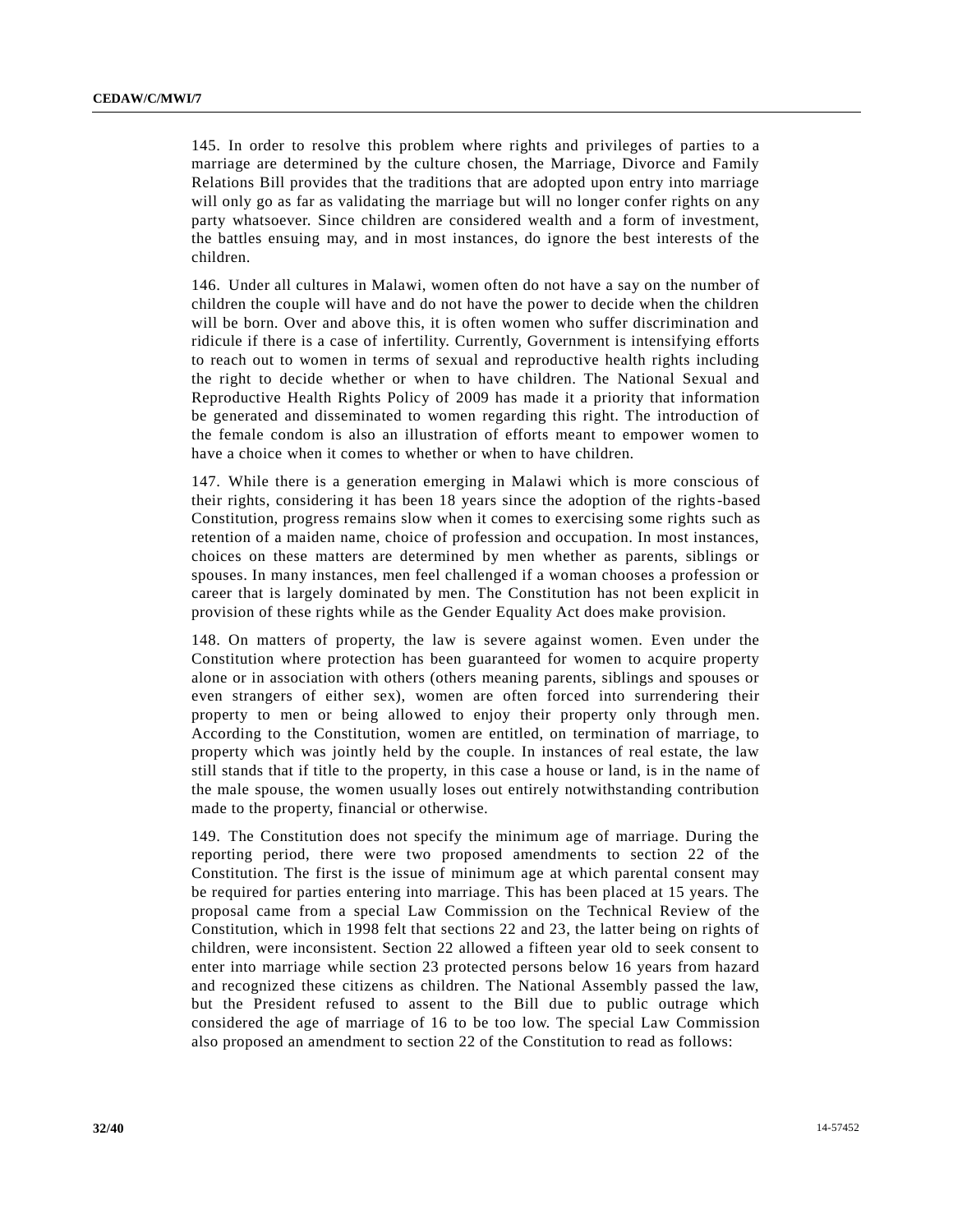145. In order to resolve this problem where rights and privileges of parties to a marriage are determined by the culture chosen, the Marriage, Divorce and Family Relations Bill provides that the traditions that are adopted upon entry into marriage will only go as far as validating the marriage but will no longer confer rights on any party whatsoever. Since children are considered wealth and a form of investment, the battles ensuing may, and in most instances, do ignore the best interests of the children.

146. Under all cultures in Malawi, women often do not have a say on the number of children the couple will have and do not have the power to decide when the children will be born. Over and above this, it is often women who suffer discrimination and ridicule if there is a case of infertility. Currently, Government is intensifying efforts to reach out to women in terms of sexual and reproductive health rights including the right to decide whether or when to have children. The National Sexual and Reproductive Health Rights Policy of 2009 has made it a priority that information be generated and disseminated to women regarding this right. The introduction of the female condom is also an illustration of efforts meant to empower women to have a choice when it comes to whether or when to have children.

147. While there is a generation emerging in Malawi which is more conscious of their rights, considering it has been 18 years since the adoption of the rights-based Constitution, progress remains slow when it comes to exercising some rights such as retention of a maiden name, choice of profession and occupation. In most instances, choices on these matters are determined by men whether as parents, siblings or spouses. In many instances, men feel challenged if a woman chooses a profession or career that is largely dominated by men. The Constitution has not been explicit in provision of these rights while as the Gender Equality Act does make provision.

148. On matters of property, the law is severe against women. Even under the Constitution where protection has been guaranteed for women to acquire property alone or in association with others (others meaning parents, siblings and spouses or even strangers of either sex), women are often forced into surrendering their property to men or being allowed to enjoy their property only through men. According to the Constitution, women are entitled, on termination of marriage, to property which was jointly held by the couple. In instances of real estate, the law still stands that if title to the property, in this case a house or land, is in the name of the male spouse, the women usually loses out entirely notwithstanding contribution made to the property, financial or otherwise.

149. The Constitution does not specify the minimum age of marriage. During the reporting period, there were two proposed amendments to section 22 of the Constitution. The first is the issue of minimum age at which parental consent may be required for parties entering into marriage. This has been placed at 15 years. The proposal came from a special Law Commission on the Technical Review of the Constitution, which in 1998 felt that sections 22 and 23, the latter being on rights of children, were inconsistent. Section 22 allowed a fifteen year old to seek consent to enter into marriage while section 23 protected persons below 16 years from hazard and recognized these citizens as children. The National Assembly passed the law, but the President refused to assent to the Bill due to public outrage which considered the age of marriage of 16 to be too low. The special Law Commission also proposed an amendment to section 22 of the Constitution to read as follows: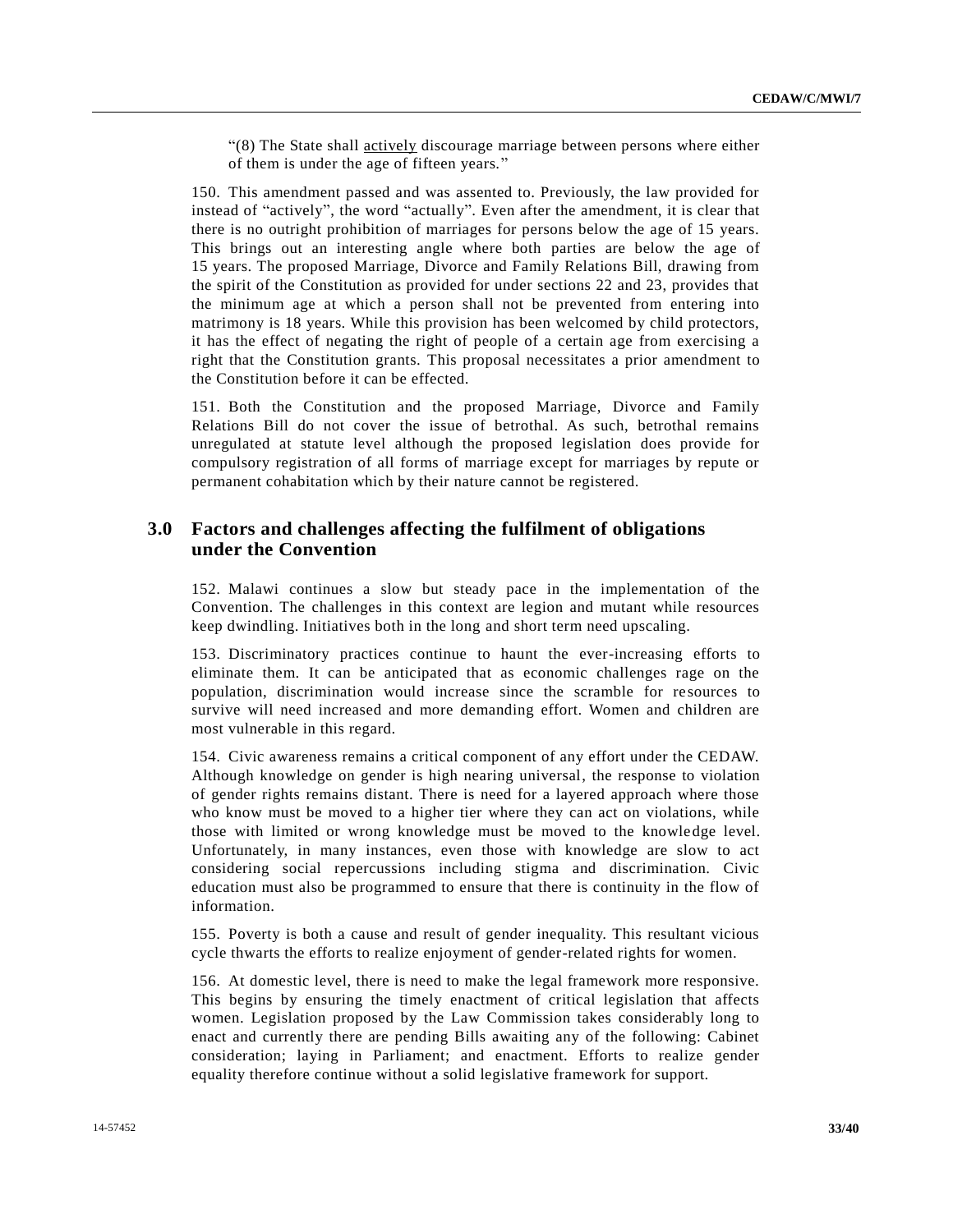"(8) The State shall <u>actively</u> discourage marriage between persons where either of them is under the age of fifteen years."

150. This amendment passed and was assented to. Previously, the law provided for instead of "actively", the word "actually". Even after the amendment, it is clear that there is no outright prohibition of marriages for persons below the age of 15 years. This brings out an interesting angle where both parties are below the age of 15 years. The proposed Marriage, Divorce and Family Relations Bill, drawing from the spirit of the Constitution as provided for under sections 22 and 23, provides that the minimum age at which a person shall not be prevented from entering into matrimony is 18 years. While this provision has been welcomed by child protectors, it has the effect of negating the right of people of a certain age from exercising a right that the Constitution grants. This proposal necessitates a prior amendment to the Constitution before it can be effected.

151. Both the Constitution and the proposed Marriage, Divorce and Family Relations Bill do not cover the issue of betrothal. As such, betrothal remains unregulated at statute level although the proposed legislation does provide for compulsory registration of all forms of marriage except for marriages by repute or permanent cohabitation which by their nature cannot be registered.

## 3.0 Factors and challenges affecting the fulfilment of obligations under the Convention

152. Malawi continues a slow but steady pace in the implementation of the Convention. The challenges in this context are legion and mutant while resources keep dwindling. Initiatives both in the long and short term need upscaling.

153. Discriminatory practices continue to haunt the ever-increasing efforts to eliminate them. It can be anticipated that as economic challenges rage on the population, discrimination would increase since the scramble for resources to survive will need increased and more demanding effort. Women and children are most vulnerable in this regard.

154. Civic awareness remains a critical component of any effort under the CEDAW. Although knowledge on gender is high nearing universal, the response to violation of gender rights remains distant. There is need for a layered approach where those who know must be moved to a higher tier where they can act on violations, while those with limited or wrong knowledge must be moved to the knowledge level. Unfortunately, in many instances, even those with knowledge are slow to act considering social repercussions including stigma and discrimination. Civic education must also be programmed to ensure that there is continuity in the flow of information.

155. Poverty is both a cause and result of gender inequality. This resultant vicious cycle thwarts the efforts to realize enjoyment of gender-related rights for women.

156. At domestic level, there is need to make the legal framework more responsive. This begins by ensuring the timely enactment of critical legislation that affects women. Legislation proposed by the Law Commission takes considerably long to enact and currently there are pending Bills awaiting any of the following: Cabinet consideration; laying in Parliament; and enactment. Efforts to realize gender equality therefore continue without a solid legislative framework for support.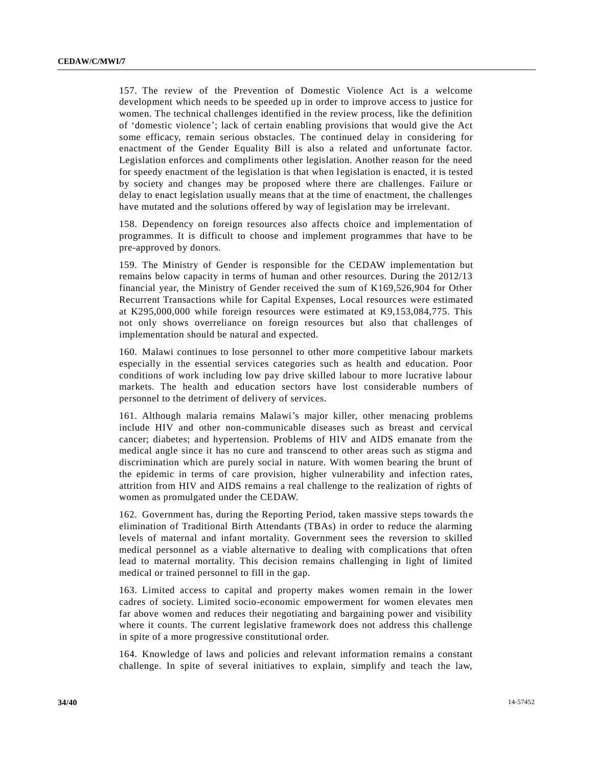157. The review of the Prevention of Domestic Violence Act is a welcome development which needs to be speeded up in order to improve access to justice for women. The technical challenges identified in the review process, like the definition of 'domestic violence'; lack of certain enabling provisions that would give the Act some efficacy, remain serious obstacles. The continued delay in considering for enactment of the Gender Equality Bill is also a related and unfortunate factor. Legislation enforces and compliments other legislation. Another reason for the need for speedy enactment of the legislation is that when legislation is enacted, it is tested by society and changes may be proposed where there are challenges. Failure or delay to enact legislation usually means that at the time of enactment, the challenges have mutated and the solutions offered by way of legislation may be irrelevant.

158. Dependency on foreign resources also affects choice and implementation of programmes. It is difficult to choose and implement programmes that have to be pre-approved by donors.

159. The Ministry of Gender is responsible for the CEDAW implementation but remains below capacity in terms of human and other resources. During the 2012/13 financial year, the Ministry of Gender received the sum of K169,526,904 for Other Recurrent Transactions while for Capital Expenses, Local resources were estimated at K295,000,000 while foreign resources were estimated at K9,153,084,775. This not only shows overreliance on foreign resources but also that challenges of implementation should be natural and expected.

160. Malawi continues to lose personnel to other more competitive labour markets especially in the essential services categories such as health and education. Poor conditions of work including low pay drive skilled labour to more lucrative labour markets. The health and education sectors have lost considerable numbers of personnel to the detriment of delivery of services.

161. Although malaria remains Malawi's major killer, other menacing problems include HIV and other non-communicable diseases such as breast and cervical cancer; diabetes; and hypertension. Problems of HIV and AIDS emanate from the medical angle since it has no cure and transcend to other areas such as stigma and discrimination which are purely social in nature. With women bearing the brunt of the epidemic in terms of care provision, higher vulnerability and infection rates, attrition from HIV and AIDS remains a real challenge to the realization of rights of women as promulgated under the CEDAW.

162. Government has, during the Reporting Period, taken massive steps towards the elimination of Traditional Birth Attendants (TBAs) in order to reduce the alarming levels of maternal and infant mortality. Government sees the reversion to skilled medical personnel as a viable alternative to dealing with complications that often lead to maternal mortality. This decision remains challenging in light of limited medical or trained personnel to fill in the gap.

163. Limited access to capital and property makes women remain in the lower cadres of society. Limited socio-economic empowerment for women elevates men far above women and reduces their negotiating and bargaining power and visibility where it counts. The current legislative framework does not address this challenge in spite of a more progressive constitutional order.

164. Knowledge of laws and policies and relevant information remains a constant challenge. In spite of several initiatives to explain, simplify and teach the law,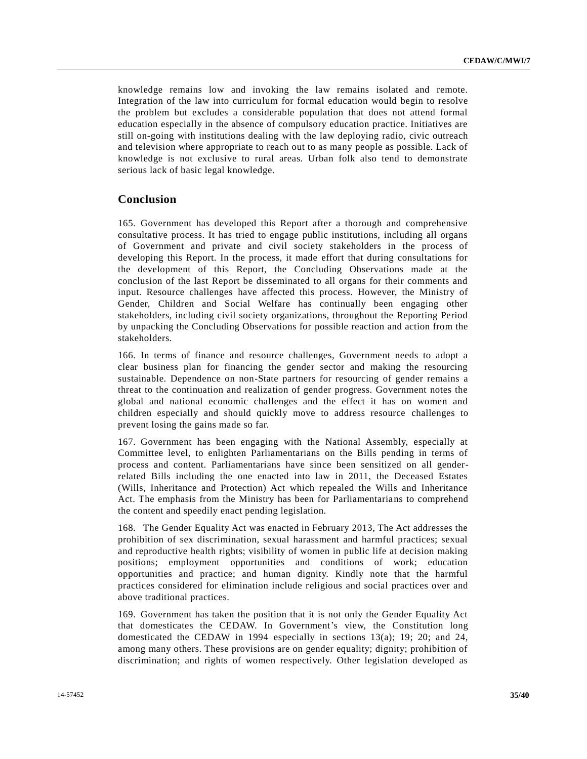knowledge remains low and invoking the law remains isolated and remote. Integration of the law into curriculum for formal education would begin to resolve the problem but excludes a considerable population that does not attend formal education especially in the absence of compulsory education practice. Initiatives are still on-going with institutions dealing with the law deploying radio, civic outreach and television where appropriate to reach out to as many people as possible. Lack of knowledge is not exclusive to rural areas. Urban folk also tend to demonstrate serious lack of basic legal knowledge.

## Conclusion

165. Government has developed this Report after a thorough and comprehensive consultative process. It has tried to engage public institutions, including all organs of Government and private and civil society stakeholders in the process of developing this Report. In the process, it made effort that during consultations for the development of this Report, the Concluding Observations made at the conclusion of the last Report be disseminated to all organs for their comments and input. Resource challenges have affected this process. However, the Ministry of Gender, Children and Social Welfare has continually been engaging other stakeholders, including civil society organizations, throughout the Reporting Period by unpacking the Concluding Observations for possible reaction and action from the stakeholders.

166. In terms of finance and resource challenges, Government needs to adopt a clear business plan for financing the gender sector and making the resourcing sustainable. Dependence on non-State partners for resourcing of gender remains a threat to the continuation and realization of gender progress. Government notes the global and national economic challenges and the effect it has on women and children especially and should quickly move to address resource challenges to prevent losing the gains made so far.

167. Government has been engaging with the National Assembly, especially at Committee level, to enlighten Parliamentarians on the Bills pending in terms of process and content. Parliamentarians have since been sensitized on all gender-related Bills including the one enacted into law in 2011, the Deceased Estates (Wills, Inheritance and Protection) Act which repealed the Wills and Inheritance Act. The emphasis from the Ministry has been for Parliamentarians to comprehend the content and speedily enact pending legislation.

168. The Gender Equality Act was enacted in February 2013, The Act addresses the prohibition of sex discrimination, sexual harassment and harmful practices; sexual and reproductive health rights; visibility of women in public life at decision making positions; employment opportunities and conditions of work; education opportunities and practice; and human dignity. Kindly note that the harmful practices considered for elimination include religious and social practices over and above traditional practices.

169. Government has taken the position that it is not only the Gender Equality Act that domesticates the CEDAW. In Government's view, the Constitution long domesticated the CEDAW in 1994 especially in sections 13(a); 19; 20; and 24, among many others. These provisions are on gender equality; dignity; prohibition of discrimination; and rights of women respectively. Other legislation developed as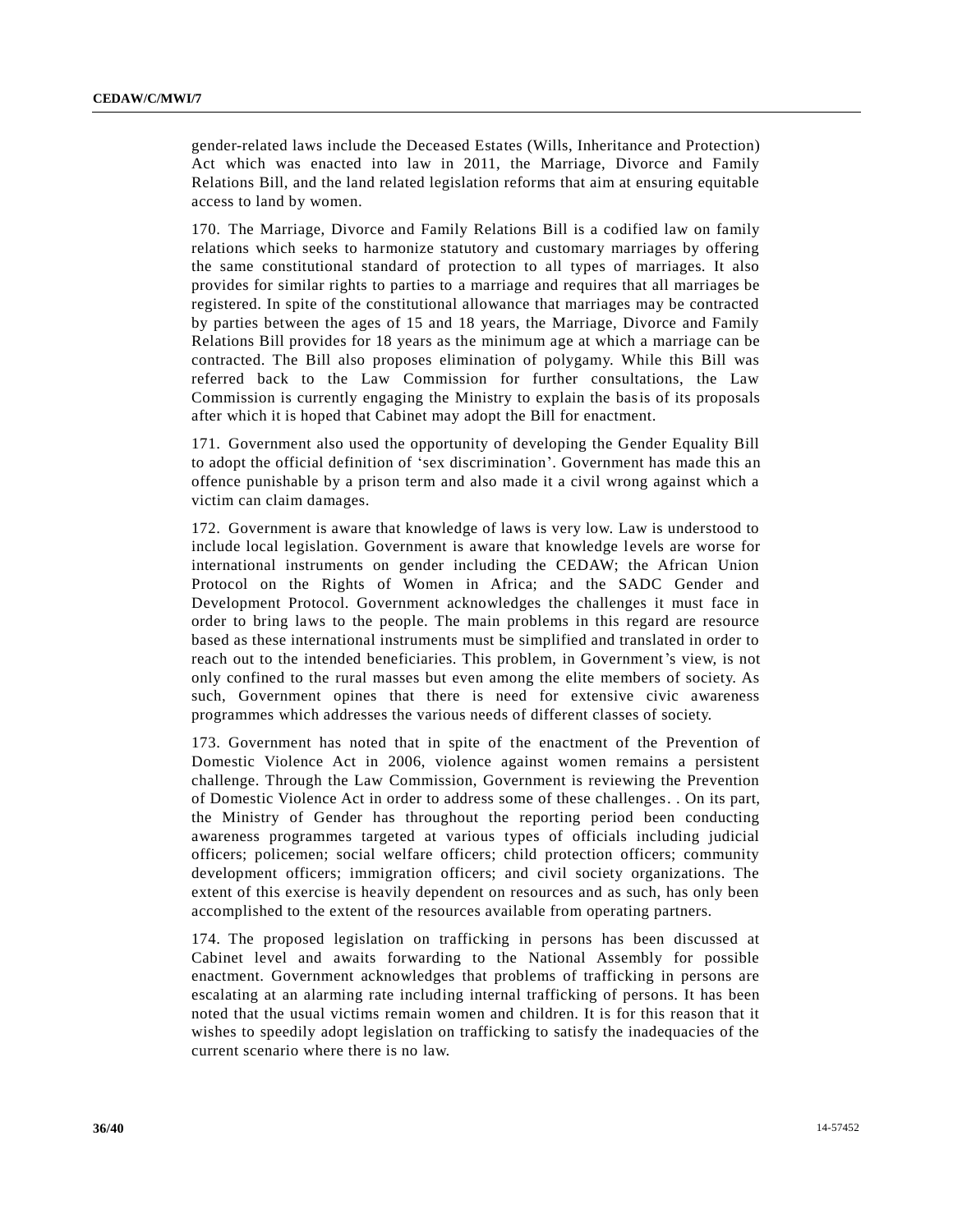gender-related laws include the Deceased Estates (Wills, Inheritance and Protection) Act which was enacted into law in 2011, the Marriage, Divorce and Family Relations Bill, and the land related legislation reforms that aim at ensuring equitable access to land by women.

170. The Marriage, Divorce and Family Relations Bill is a codified law on family relations which seeks to harmonize statutory and customary marriages by offering the same constitutional standard of protection to all types of marriages. It also provides for similar rights to parties to a marriage and requires that all marriages be registered. In spite of the constitutional allowance that marriages may be contracted by parties between the ages of 15 and 18 years, the Marriage, Divorce and Family Relations Bill provides for 18 years as the minimum age at which a marriage can be contracted. The Bill also proposes elimination of polygamy. While this Bill was referred back to the Law Commission for further consultations, the Law Commission is currently engaging the Ministry to explain the basis of its proposals after which it is hoped that Cabinet may adopt the Bill for enactment.

171. Government also used the opportunity of developing the Gender Equality Bill to adopt the official definition of 'sex discrimination'. Government has made this an offence punishable by a prison term and also made it a civil wrong against which a victim can claim damages.

172. Government is aware that knowledge of laws is very low. Law is understood to include local legislation. Government is aware that knowledge levels are worse for international instruments on gender including the CEDAW; the African Union Protocol on the Rights of Women in Africa; and the SADC Gender and Development Protocol. Government acknowledges the challenges it must face in order to bring laws to the people. The main problems in this regard are resource based as these international instruments must be simplified and translated in order to reach out to the intended beneficiaries. This problem, in Government's view, is not only confined to the rural masses but even among the elite members of society. As such, Government opines that there is need for extensive civic awareness programmes which addresses the various needs of different classes of society.

173. Government has noted that in spite of the enactment of the Prevention of Domestic Violence Act in 2006, violence against women remains a persistent challenge. Through the Law Commission, Government is reviewing the Prevention of Domestic Violence Act in order to address some of these challenges. . On its part, the Ministry of Gender has throughout the reporting period been conducting awareness programmes targeted at various types of officials including judicial officers; policemen; social welfare officers; child protection officers; community development officers; immigration officers; and civil society organizations. The extent of this exercise is heavily dependent on resources and as such, has only been accomplished to the extent of the resources available from operating partners.

174. The proposed legislation on trafficking in persons has been discussed at Cabinet level and awaits forwarding to the National Assembly for possible enactment. Government acknowledges that problems of trafficking in persons are escalating at an alarming rate including internal trafficking of persons. It has been noted that the usual victims remain women and children. It is for this reason that it wishes to speedily adopt legislation on trafficking to satisfy the inadequacies of the current scenario where there is no law.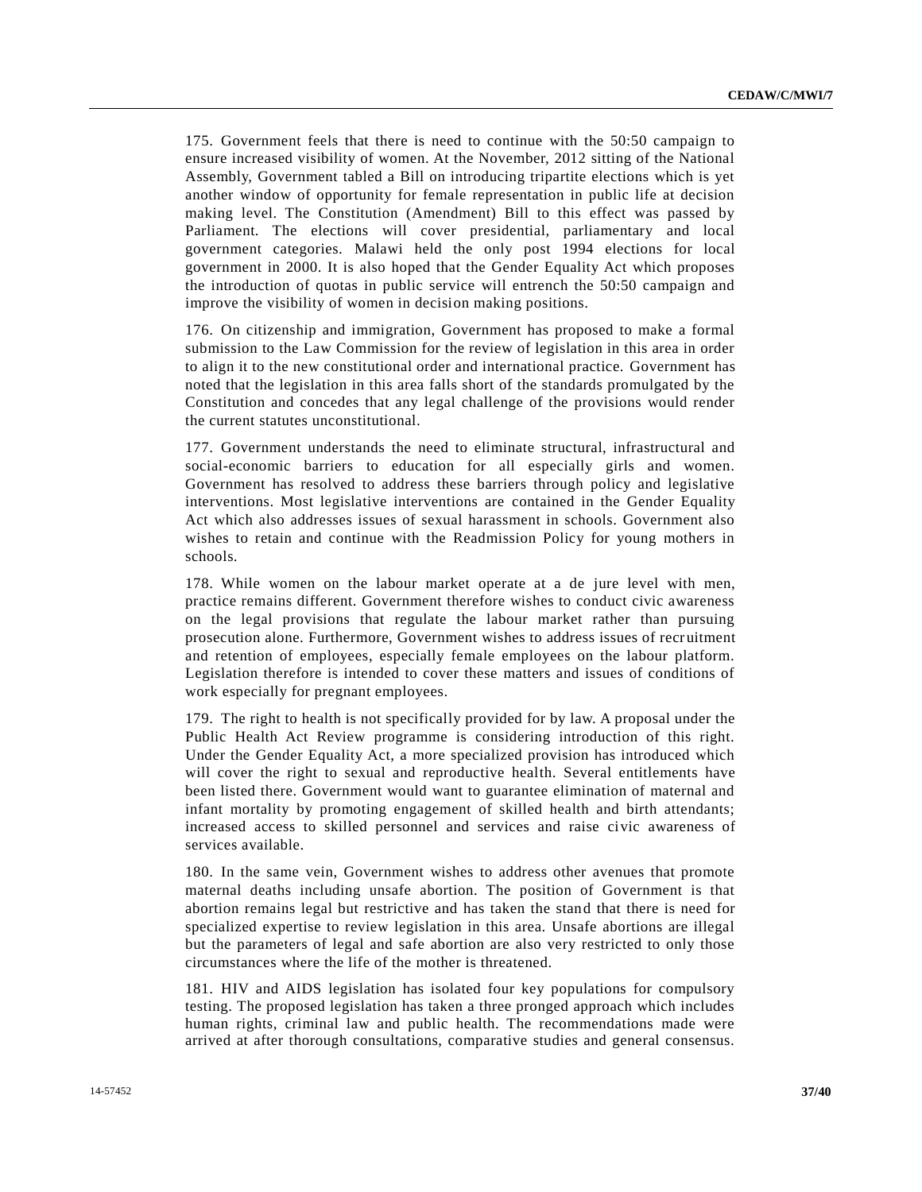175. Government feels that there is need to continue with the 50:50 campaign to ensure increased visibility of women. At the November, 2012 sitting of the National Assembly, Government tabled a Bill on introducing tripartite elections which is yet another window of opportunity for female representation in public life at decision making level. The Constitution (Amendment) Bill to this effect was passed by Parliament. The elections will cover presidential, parliamentary and local government categories. Malawi held the only post 1994 elections for local government in 2000. It is also hoped that the Gender Equality Act which proposes the introduction of quotas in public service will entrench the 50:50 campaign and improve the visibility of women in decision making positions.

176. On citizenship and immigration, Government has proposed to make a formal submission to the Law Commission for the review of legislation in this area in order to align it to the new constitutional order and international practice. Government has noted that the legislation in this area falls short of the standards promulgated by the Constitution and concedes that any legal challenge of the provisions would render the current statutes unconstitutional.

177. Government understands the need to eliminate structural, infrastructural and social-economic barriers to education for all especially girls and women. Government has resolved to address these barriers through policy and legislative interventions. Most legislative interventions are contained in the Gender Equality Act which also addresses issues of sexual harassment in schools. Government also wishes to retain and continue with the Readmission Policy for young mothers in schools.

178. While women on the labour market operate at a de jure level with men, practice remains different. Government therefore wishes to conduct civic awareness on the legal provisions that regulate the labour market rather than pursuing prosecution alone. Furthermore, Government wishes to address issues of recruitment and retention of employees, especially female employees on the labour platform. Legislation therefore is intended to cover these matters and issues of conditions of work especially for pregnant employees.

179. The right to health is not specifically provided for by law. A proposal under the Public Health Act Review programme is considering introduction of this right. Under the Gender Equality Act, a more specialized provision has introduced which will cover the right to sexual and reproductive health. Several entitlements have been listed there. Government would want to guarantee elimination of maternal and infant mortality by promoting engagement of skilled health and birth attendants; increased access to skilled personnel and services and raise civic awareness of services available.

180. In the same vein, Government wishes to address other avenues that promote maternal deaths including unsafe abortion. The position of Government is that abortion remains legal but restrictive and has taken the stand that there is need for specialized expertise to review legislation in this area. Unsafe abortions are illegal but the parameters of legal and safe abortion are also very restricted to only those circumstances where the life of the mother is threatened.

181. HIV and AIDS legislation has isolated four key populations for compulsory testing. The proposed legislation has taken a three pronged approach which includes human rights, criminal law and public health. The recommendations made were arrived at after thorough consultations, comparative studies and general consensus.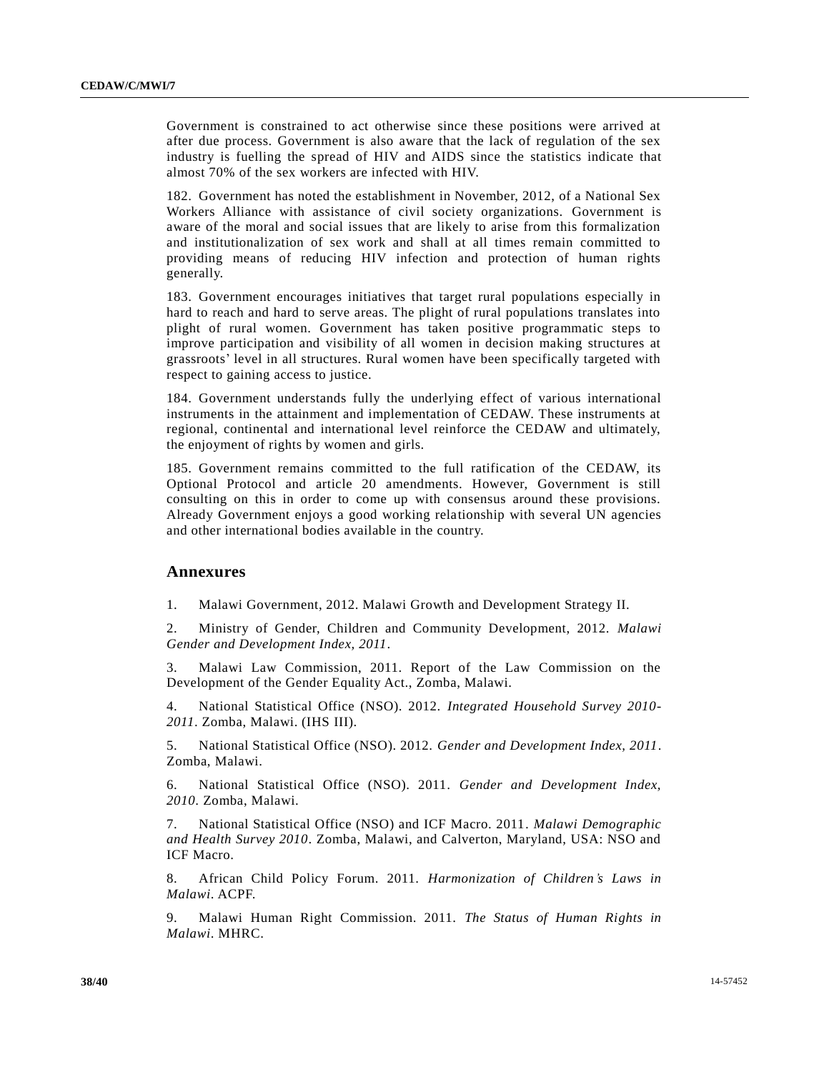Government is constrained to act otherwise since these positions were arrived at after due process. Government is also aware that the lack of regulation of the sex industry is fuelling the spread of HIV and AIDS since the statistics indicate that almost 70% of the sex workers are infected with HIV.

182. Government has noted the establishment in November, 2012, of a National Sex Workers Alliance with assistance of civil society organizations. Government is aware of the moral and social issues that are likely to arise from this formalization and institutionalization of sex work and shall at all times remain committed to providing means of reducing HIV infection and protection of human rights generally.

183. Government encourages initiatives that target rural populations especially in hard to reach and hard to serve areas. The plight of rural populations translates into plight of rural women. Government has taken positive programmatic steps to improve participation and visibility of all women in decision making structures at grassroots' level in all structures. Rural women have been specifically targeted with respect to gaining access to justice.

184. Government understands fully the underlying effect of various international instruments in the attainment and implementation of CEDAW. These instruments at regional, continental and international level reinforce the CEDAW and ultimately, the enjoyment of rights by women and girls.

185. Government remains committed to the full ratification of the CEDAW, its Optional Protocol and article 20 amendments. However, Government is still consulting on this in order to come up with consensus around these provisions. Already Government enjoys a good working relationship with several UN agencies and other international bodies available in the country.

## Annexures

1. Malawi Government, 2012. Malawi Growth and Development Strategy II.

2. Ministry of Gender, Children and Community Development, 2012. *Malawi Gender and Development Index, 2011*.

3. Malawi Law Commission, 2011. Report of the Law Commission on the Development of the Gender Equality Act., Zomba, Malawi.

4. National Statistical Office (NSO). 2012. *Integrated Household Survey 2010-2011*. Zomba, Malawi. (IHS III).

5. National Statistical Office (NSO). 2012. *Gender and Development Index, 2011*. Zomba, Malawi.

6. National Statistical Office (NSO). 2011. *Gender and Development Index, 2010*. Zomba, Malawi.

7. National Statistical Office (NSO) and ICF Macro. 2011. *Malawi Demographic and Health Survey 2010*. Zomba, Malawi, and Calverton, Maryland, USA: NSO and ICF Macro.

8. African Child Policy Forum. 2011. *Harmonization of Children's Laws in Malawi*. ACPF.

9. Malawi Human Right Commission. 2011. *The Status of Human Rights in Malawi*. MHRC.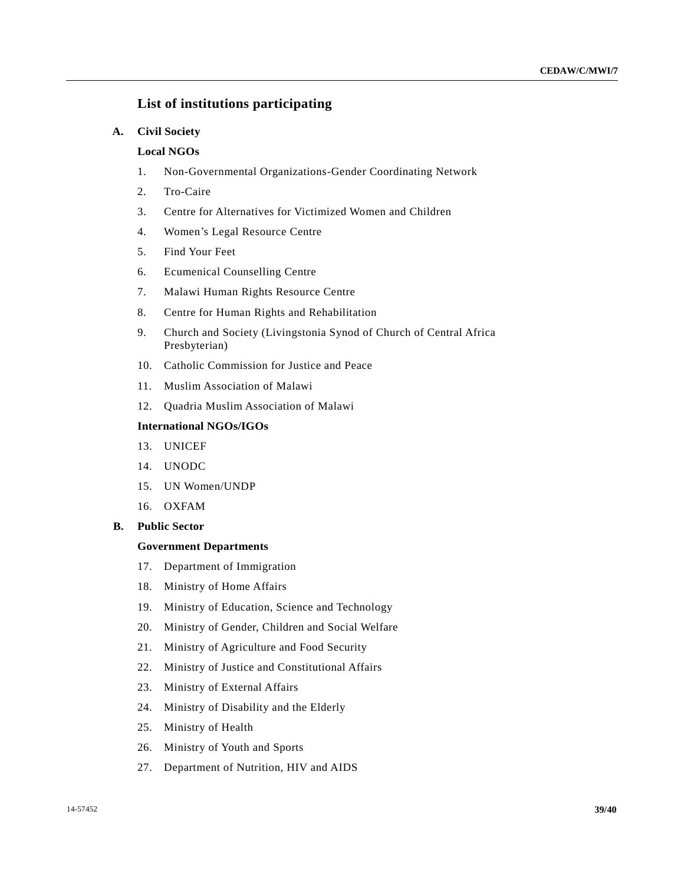## List of institutions participating

### A. Civil Society

**Local NGOs**

1. Non-Governmental Organizations-Gender Coordinating Network
2. Tro-Caire
3. Centre for Alternatives for Victimized Women and Children
4. Women's Legal Resource Centre
5. Find Your Feet
6. Ecumenical Counselling Centre
7. Malawi Human Rights Resource Centre
8. Centre for Human Rights and Rehabilitation
9. Church and Society (Livingstonia Synod of Church of Central Africa Presbyterian)
10. Catholic Commission for Justice and Peace
11. Muslim Association of Malawi
12. Quadria Muslim Association of Malawi

**International NGOs/IGOs**

13. UNICEF
14. UNODC
15. UN Women/UNDP
16. OXFAM

### B. Public Sector

**Government Departments**

17. Department of Immigration
18. Ministry of Home Affairs
19. Ministry of Education, Science and Technology
20. Ministry of Gender, Children and Social Welfare
21. Ministry of Agriculture and Food Security
22. Ministry of Justice and Constitutional Affairs
23. Ministry of External Affairs
24. Ministry of Disability and the Elderly
25. Ministry of Health
26. Ministry of Youth and Sports
27. Department of Nutrition, HIV and AIDS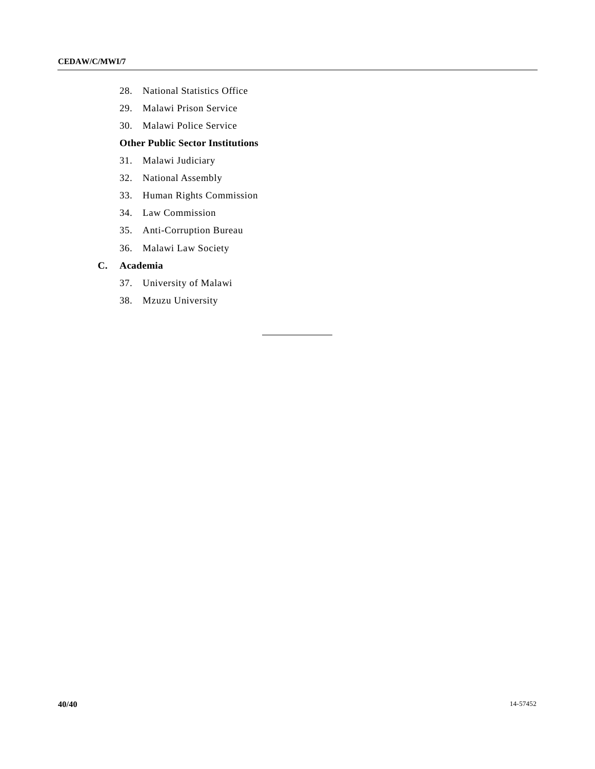28. National Statistics Office

29. Malawi Prison Service

30. Malawi Police Service

**Other Public Sector Institutions**

31. Malawi Judiciary

32. National Assembly

33. Human Rights Commission

34. Law Commission

35. Anti-Corruption Bureau

36. Malawi Law Society

### C. Academia

37. University of Malawi

38. Mzuzu University